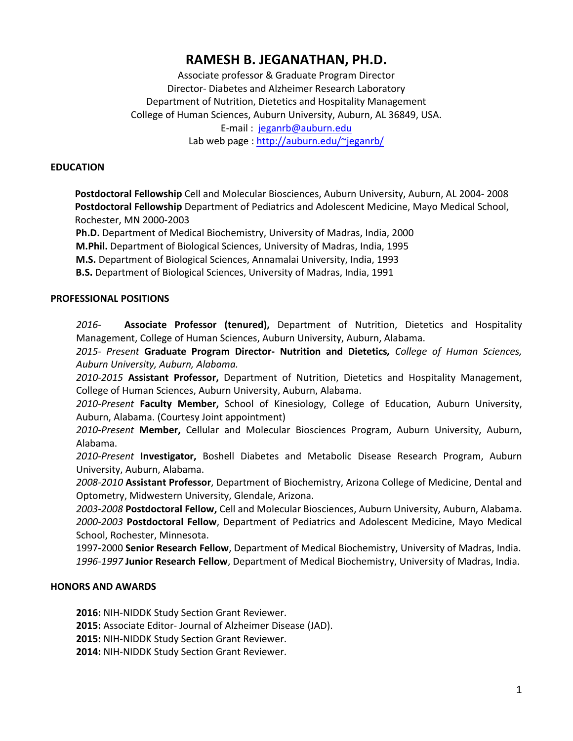# RAMESH B. JEGANATHAN, PH.D.

Associate professor & Graduate Program Director
Director- Diabetes and Alzheimer Research Laboratory
Department of Nutrition, Dietetics and Hospitality Management
College of Human Sciences, Auburn University, Auburn, AL 36849, USA.
E-mail : jeganrb@auburn.edu
Lab web page : http://auburn.edu/~jeganrb/

## EDUCATION

**Postdoctoral Fellowship** Cell and Molecular Biosciences, Auburn University, Auburn, AL 2004- 2008
**Postdoctoral Fellowship** Department of Pediatrics and Adolescent Medicine, Mayo Medical School, Rochester, MN 2000-2003
**Ph.D.** Department of Medical Biochemistry, University of Madras, India, 2000
**M.Phil.** Department of Biological Sciences, University of Madras, India, 1995
**M.S.** Department of Biological Sciences, Annamalai University, India, 1993
**B.S.** Department of Biological Sciences, University of Madras, India, 1991

## PROFESSIONAL POSITIONS

*2016-* **Associate Professor (tenured),** Department of Nutrition, Dietetics and Hospitality Management, College of Human Sciences, Auburn University, Auburn, Alabama.
*2015- Present* **Graduate Program Director- Nutrition and Dietetics***, College of Human Sciences, Auburn University, Auburn, Alabama.*
*2010-2015* **Assistant Professor,** Department of Nutrition, Dietetics and Hospitality Management, College of Human Sciences, Auburn University, Auburn, Alabama.
*2010-Present* **Faculty Member,** School of Kinesiology, College of Education, Auburn University, Auburn, Alabama. (Courtesy Joint appointment)
*2010-Present* **Member,** Cellular and Molecular Biosciences Program, Auburn University, Auburn, Alabama.
*2010-Present* **Investigator,** Boshell Diabetes and Metabolic Disease Research Program, Auburn University, Auburn, Alabama.
*2008-2010* **Assistant Professor**, Department of Biochemistry, Arizona College of Medicine, Dental and Optometry, Midwestern University, Glendale, Arizona.
*2003-2008* **Postdoctoral Fellow,** Cell and Molecular Biosciences, Auburn University, Auburn, Alabama.
*2000-2003* **Postdoctoral Fellow**, Department of Pediatrics and Adolescent Medicine, Mayo Medical School, Rochester, Minnesota.
1997-2000 **Senior Research Fellow**, Department of Medical Biochemistry, University of Madras, India.
*1996-1997* **Junior Research Fellow**, Department of Medical Biochemistry, University of Madras, India.

## HONORS AND AWARDS

**2016:** NIH-NIDDK Study Section Grant Reviewer.
**2015:** Associate Editor- Journal of Alzheimer Disease (JAD).
**2015:** NIH-NIDDK Study Section Grant Reviewer.
**2014:** NIH-NIDDK Study Section Grant Reviewer.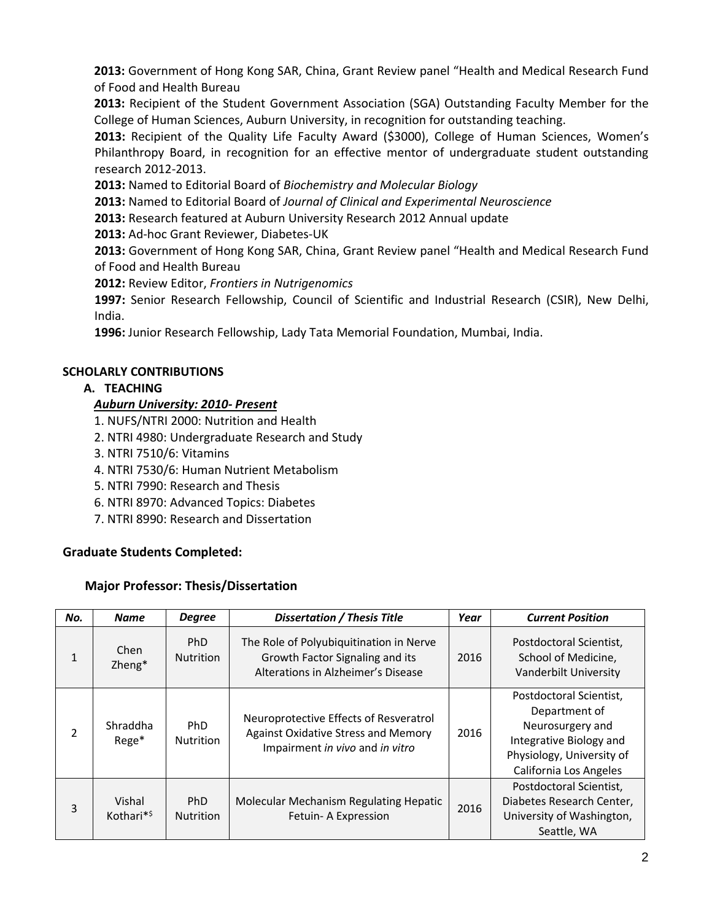**2013:** Government of Hong Kong SAR, China, Grant Review panel "Health and Medical Research Fund of Food and Health Bureau

**2013:** Recipient of the Student Government Association (SGA) Outstanding Faculty Member for the College of Human Sciences, Auburn University, in recognition for outstanding teaching.

**2013:** Recipient of the Quality Life Faculty Award ($3000), College of Human Sciences, Women's Philanthropy Board, in recognition for an effective mentor of undergraduate student outstanding research 2012-2013.

**2013:** Named to Editorial Board of *Biochemistry and Molecular Biology*

**2013:** Named to Editorial Board of *Journal of Clinical and Experimental Neuroscience*

**2013:** Research featured at Auburn University Research 2012 Annual update

**2013:** Ad-hoc Grant Reviewer, Diabetes-UK

**2013:** Government of Hong Kong SAR, China, Grant Review panel "Health and Medical Research Fund of Food and Health Bureau

**2012:** Review Editor, *Frontiers in Nutrigenomics*

**1997:** Senior Research Fellowship, Council of Scientific and Industrial Research (CSIR), New Delhi, India.

**1996:** Junior Research Fellowship, Lady Tata Memorial Foundation, Mumbai, India.

## SCHOLARLY CONTRIBUTIONS

### A. TEACHING

***Auburn University: 2010- Present***

1. NUFS/NTRI 2000: Nutrition and Health
2. NTRI 4980: Undergraduate Research and Study
3. NTRI 7510/6: Vitamins
4. NTRI 7530/6: Human Nutrient Metabolism
5. NTRI 7990: Research and Thesis
6. NTRI 8970: Advanced Topics: Diabetes
7. NTRI 8990: Research and Dissertation

### Graduate Students Completed:

#### Major Professor: Thesis/Dissertation

| *No.* | *Name* | *Degree* | *Dissertation / Thesis Title* | *Year* | *Current Position* |
|---|---|---|---|---|---|
| 1 | Chen Zheng* | PhD Nutrition | The Role of Polyubiquitination in Nerve Growth Factor Signaling and its Alterations in Alzheimer's Disease | 2016 | Postdoctoral Scientist, School of Medicine, Vanderbilt University |
| 2 | Shraddha Rege* | PhD Nutrition | Neuroprotective Effects of Resveratrol Against Oxidative Stress and Memory Impairment *in vivo* and *in vitro* | 2016 | Postdoctoral Scientist, Department of Neurosurgery and Integrative Biology and Physiology, University of California Los Angeles |
| 3 | Vishal Kothari*$ | PhD Nutrition | Molecular Mechanism Regulating Hepatic Fetuin- A Expression | 2016 | Postdoctoral Scientist, Diabetes Research Center, University of Washington, Seattle, WA |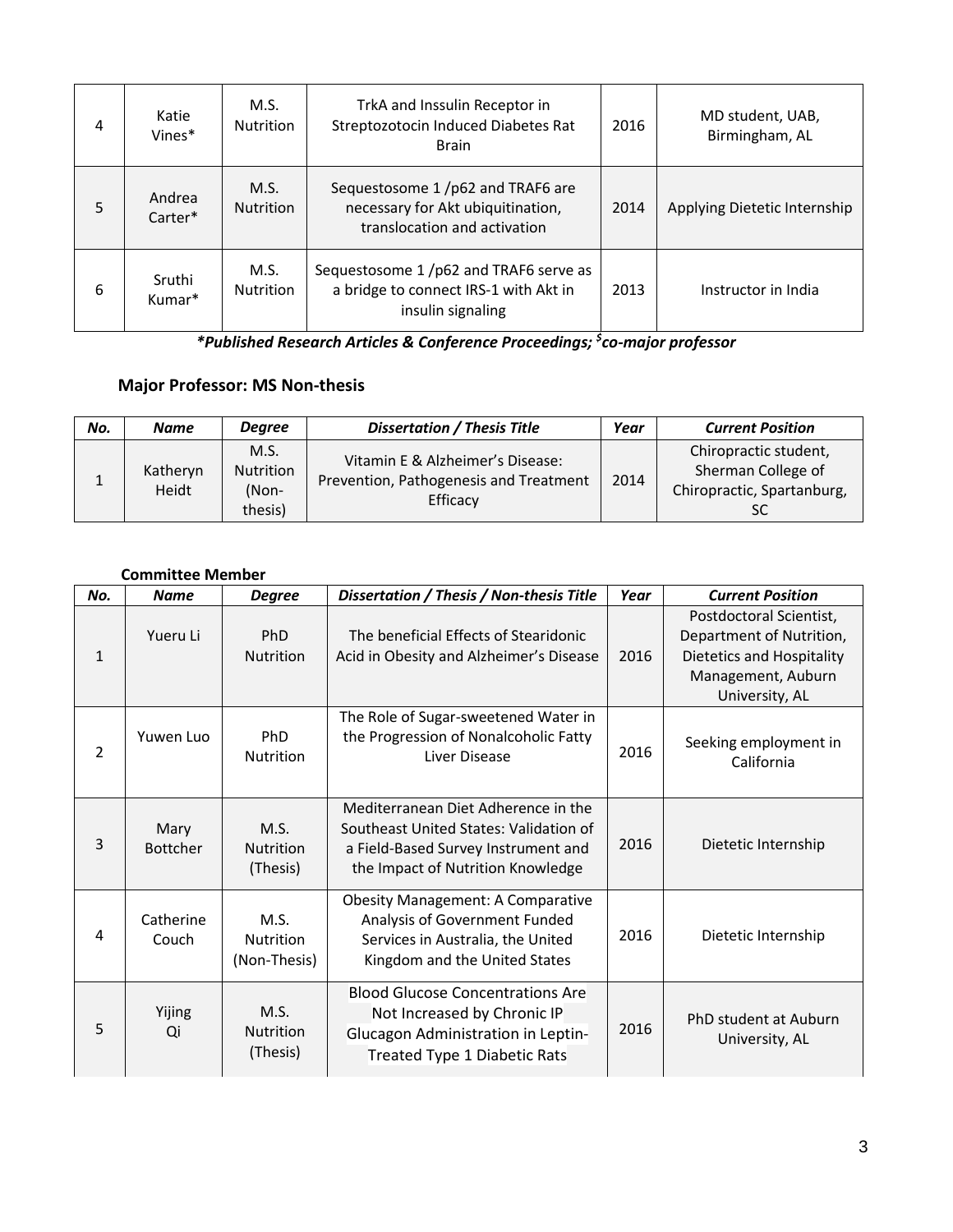| | | | | | |
|---|---|---|---|---|---|
| 4 | Katie Vines* | M.S. Nutrition | TrkA and Inssulin Receptor in Streptozotocin Induced Diabetes Rat Brain | 2016 | MD student, UAB, Birmingham, AL |
| 5 | Andrea Carter* | M.S. Nutrition | Sequestosome 1 /p62 and TRAF6 are necessary for Akt ubiquitination, translocation and activation | 2014 | Applying Dietetic Internship |
| 6 | Sruthi Kumar* | M.S. Nutrition | Sequestosome 1 /p62 and TRAF6 serve as a bridge to connect IRS-1 with Akt in insulin signaling | 2013 | Instructor in India |

***Published Research Articles & Conference Proceedings; $co-major professor***

**Major Professor: MS Non-thesis**

| *No.* | *Name* | *Degree* | *Dissertation / Thesis Title* | *Year* | *Current Position* |
|---|---|---|---|---|---|
| 1 | Katheryn Heidt | M.S. Nutrition (Non-thesis) | Vitamin E & Alzheimer's Disease: Prevention, Pathogenesis and Treatment Efficacy | 2014 | Chiropractic student, Sherman College of Chiropractic, Spartanburg, SC |

**Committee Member**

| *No.* | *Name* | *Degree* | *Dissertation / Thesis / Non-thesis Title* | *Year* | *Current Position* |
|---|---|---|---|---|---|
| 1 | Yueru Li | PhD Nutrition | The beneficial Effects of Stearidonic Acid in Obesity and Alzheimer's Disease | 2016 | Postdoctoral Scientist, Department of Nutrition, Dietetics and Hospitality Management, Auburn University, AL |
| 2 | Yuwen Luo | PhD Nutrition | The Role of Sugar-sweetened Water in the Progression of Nonalcoholic Fatty Liver Disease | 2016 | Seeking employment in California |
| 3 | Mary Bottcher | M.S. Nutrition (Thesis) | Mediterranean Diet Adherence in the Southeast United States: Validation of a Field-Based Survey Instrument and the Impact of Nutrition Knowledge | 2016 | Dietetic Internship |
| 4 | Catherine Couch | M.S. Nutrition (Non-Thesis) | Obesity Management: A Comparative Analysis of Government Funded Services in Australia, the United Kingdom and the United States | 2016 | Dietetic Internship |
| 5 | Yijing Qi | M.S. Nutrition (Thesis) | Blood Glucose Concentrations Are Not Increased by Chronic IP Glucagon Administration in Leptin-Treated Type 1 Diabetic Rats | 2016 | PhD student at Auburn University, AL |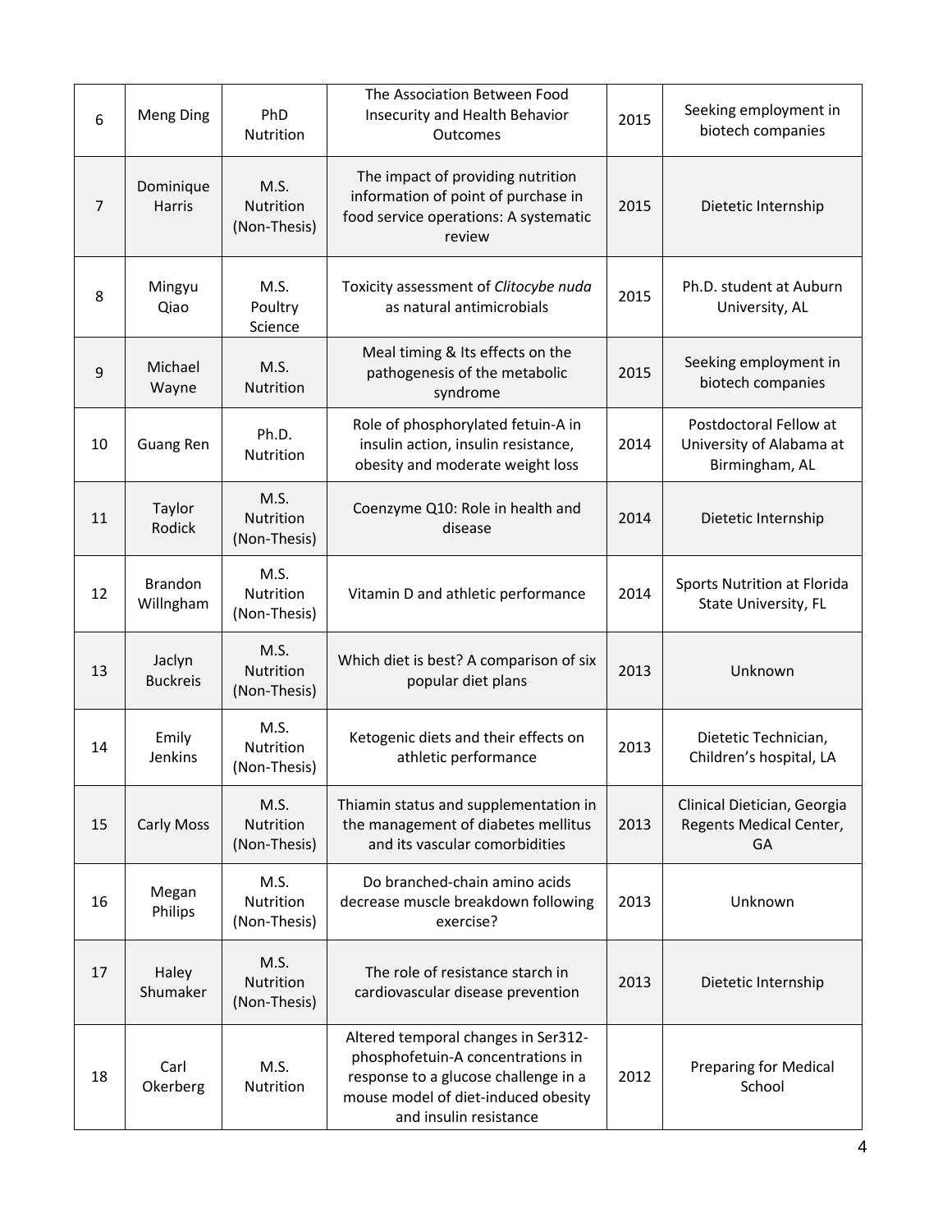| | | | | | |
|---|---|---|---|---|---|
| 6 | Meng Ding | PhD Nutrition | The Association Between Food Insecurity and Health Behavior Outcomes | 2015 | Seeking employment in biotech companies |
| 7 | Dominique Harris | M.S. Nutrition (Non-Thesis) | The impact of providing nutrition information of point of purchase in food service operations: A systematic review | 2015 | Dietetic Internship |
| 8 | Mingyu Qiao | M.S. Poultry Science | Toxicity assessment of *Clitocybe nuda* as natural antimicrobials | 2015 | Ph.D. student at Auburn University, AL |
| 9 | Michael Wayne | M.S. Nutrition | Meal timing & Its effects on the pathogenesis of the metabolic syndrome | 2015 | Seeking employment in biotech companies |
| 10 | Guang Ren | Ph.D. Nutrition | Role of phosphorylated fetuin-A in insulin action, insulin resistance, obesity and moderate weight loss | 2014 | Postdoctoral Fellow at University of Alabama at Birmingham, AL |
| 11 | Taylor Rodick | M.S. Nutrition (Non-Thesis) | Coenzyme Q10: Role in health and disease | 2014 | Dietetic Internship |
| 12 | Brandon Willngham | M.S. Nutrition (Non-Thesis) | Vitamin D and athletic performance | 2014 | Sports Nutrition at Florida State University, FL |
| 13 | Jaclyn Buckreis | M.S. Nutrition (Non-Thesis) | Which diet is best? A comparison of six popular diet plans | 2013 | Unknown |
| 14 | Emily Jenkins | M.S. Nutrition (Non-Thesis) | Ketogenic diets and their effects on athletic performance | 2013 | Dietetic Technician, Children's hospital, LA |
| 15 | Carly Moss | M.S. Nutrition (Non-Thesis) | Thiamin status and supplementation in the management of diabetes mellitus and its vascular comorbidities | 2013 | Clinical Dietician, Georgia Regents Medical Center, GA |
| 16 | Megan Philips | M.S. Nutrition (Non-Thesis) | Do branched-chain amino acids decrease muscle breakdown following exercise? | 2013 | Unknown |
| 17 | Haley Shumaker | M.S. Nutrition (Non-Thesis) | The role of resistance starch in cardiovascular disease prevention | 2013 | Dietetic Internship |
| 18 | Carl Okerberg | M.S. Nutrition | Altered temporal changes in Ser312-phosphofetuin-A concentrations in response to a glucose challenge in a mouse model of diet-induced obesity and insulin resistance | 2012 | Preparing for Medical School |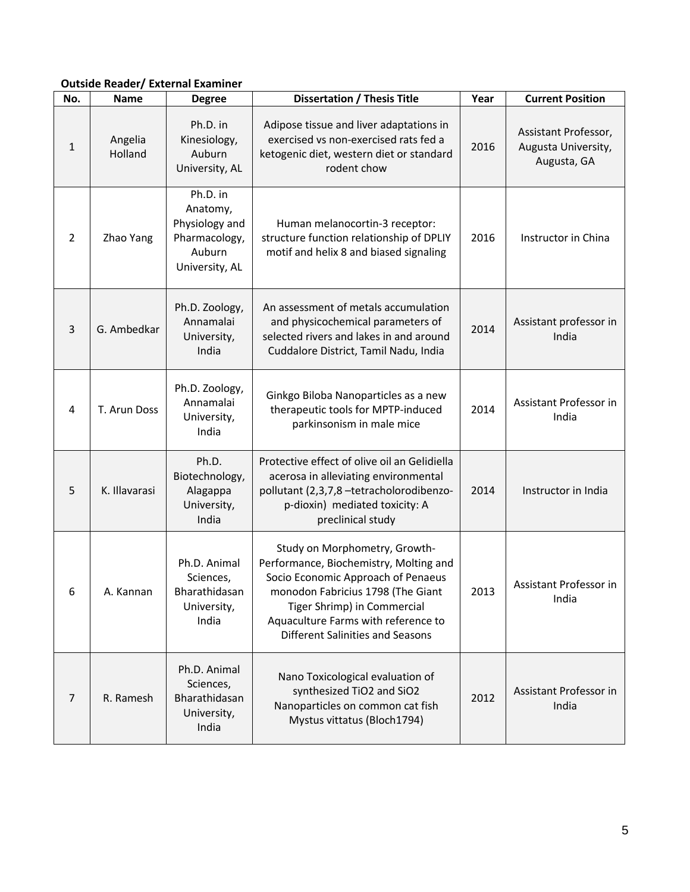**Outside Reader/ External Examiner**

| No. | Name | Degree | Dissertation / Thesis Title | Year | Current Position |
|---|---|---|---|---|---|
| 1 | Angelia Holland | Ph.D. in Kinesiology, Auburn University, AL | Adipose tissue and liver adaptations in exercised vs non-exercised rats fed a ketogenic diet, western diet or standard rodent chow | 2016 | Assistant Professor, Augusta University, Augusta, GA |
| 2 | Zhao Yang | Ph.D. in Anatomy, Physiology and Pharmacology, Auburn University, AL | Human melanocortin-3 receptor: structure function relationship of DPLIY motif and helix 8 and biased signaling | 2016 | Instructor in China |
| 3 | G. Ambedkar | Ph.D. Zoology, Annamalai University, India | An assessment of metals accumulation and physicochemical parameters of selected rivers and lakes in and around Cuddalore District, Tamil Nadu, India | 2014 | Assistant professor in India |
| 4 | T. Arun Doss | Ph.D. Zoology, Annamalai University, India | Ginkgo Biloba Nanoparticles as a new therapeutic tools for MPTP-induced parkinsonism in male mice | 2014 | Assistant Professor in India |
| 5 | K. Illavarasi | Ph.D. Biotechnology, Alagappa University, India | Protective effect of olive oil an Gelidiella acerosa in alleviating environmental pollutant (2,3,7,8 –tetracholorodibenzo-p-dioxin) mediated toxicity: A preclinical study | 2014 | Instructor in India |
| 6 | A. Kannan | Ph.D. Animal Sciences, Bharathidasan University, India | Study on Morphometry, Growth-Performance, Biochemistry, Molting and Socio Economic Approach of Penaeus monodon Fabricius 1798 (The Giant Tiger Shrimp) in Commercial Aquaculture Farms with reference to Different Salinities and Seasons | 2013 | Assistant Professor in India |
| 7 | R. Ramesh | Ph.D. Animal Sciences, Bharathidasan University, India | Nano Toxicological evaluation of synthesized $TiO_2$ and $SiO_2$ Nanoparticles on common cat fish Mystus vittatus (Bloch1794) | 2012 | Assistant Professor in India |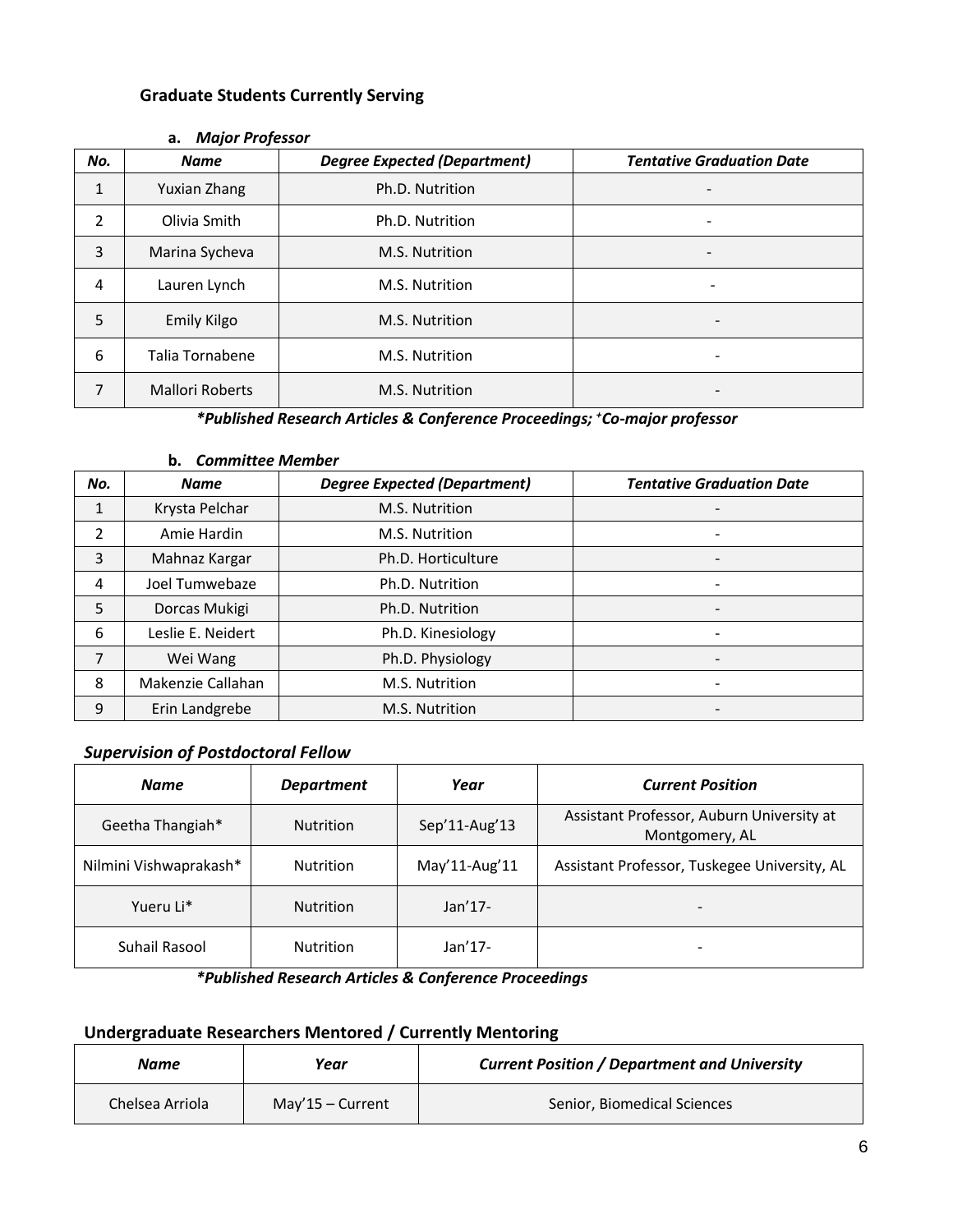## Graduate Students Currently Serving

### a. *Major Professor*

| *No.* | *Name* | *Degree Expected (Department)* | *Tentative Graduation Date* |
|---|---|---|---|
| 1 | Yuxian Zhang | Ph.D. Nutrition | - |
| 2 | Olivia Smith | Ph.D. Nutrition | - |
| 3 | Marina Sycheva | M.S. Nutrition | - |
| 4 | Lauren Lynch | M.S. Nutrition | - |
| 5 | Emily Kilgo | M.S. Nutrition | - |
| 6 | Talia Tornabene | M.S. Nutrition | - |
| 7 | Mallori Roberts | M.S. Nutrition | - |

***Published Research Articles & Conference Proceedings; +Co-major professor***

### b. *Committee Member*

| *No.* | *Name* | *Degree Expected (Department)* | *Tentative Graduation Date* |
|---|---|---|---|
| 1 | Krysta Pelchar | M.S. Nutrition | - |
| 2 | Amie Hardin | M.S. Nutrition | - |
| 3 | Mahnaz Kargar | Ph.D. Horticulture | - |
| 4 | Joel Tumwebaze | Ph.D. Nutrition | - |
| 5 | Dorcas Mukigi | Ph.D. Nutrition | - |
| 6 | Leslie E. Neidert | Ph.D. Kinesiology | - |
| 7 | Wei Wang | Ph.D. Physiology | - |
| 8 | Makenzie Callahan | M.S. Nutrition | - |
| 9 | Erin Landgrebe | M.S. Nutrition | - |

## *Supervision of Postdoctoral Fellow*

| *Name* | *Department* | *Year* | *Current Position* |
|---|---|---|---|
| Geetha Thangiah* | Nutrition | Sep'11-Aug'13 | Assistant Professor, Auburn University at Montgomery, AL |
| Nilmini Vishwaprakash* | Nutrition | May'11-Aug'11 | Assistant Professor, Tuskegee University, AL |
| Yueru Li* | Nutrition | Jan'17- | - |
| Suhail Rasool | Nutrition | Jan'17- | - |

***Published Research Articles & Conference Proceedings***

## Undergraduate Researchers Mentored / Currently Mentoring

| *Name* | *Year* | *Current Position / Department and University* |
|---|---|---|
| Chelsea Arriola | May'15 – Current | Senior, Biomedical Sciences |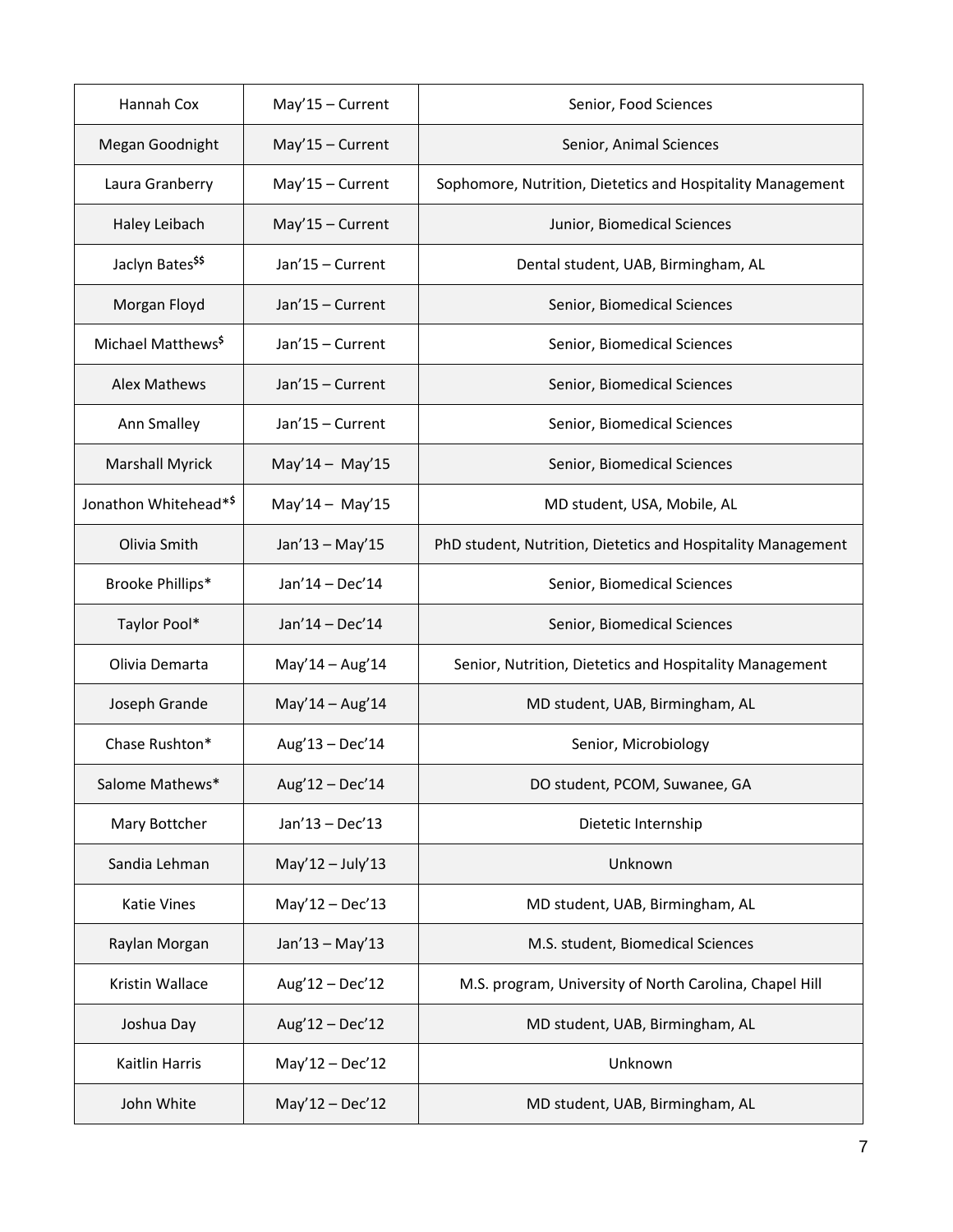| Hannah Cox | May'15 – Current | Senior, Food Sciences |
|---|---|---|
| Megan Goodnight | May'15 – Current | Senior, Animal Sciences |
| Laura Granberry | May'15 – Current | Sophomore, Nutrition, Dietetics and Hospitality Management |
| Haley Leibach | May'15 – Current | Junior, Biomedical Sciences |
| Jaclyn Bates[$$] | Jan'15 – Current | Dental student, UAB, Birmingham, AL |
| Morgan Floyd | Jan'15 – Current | Senior, Biomedical Sciences |
| Michael Matthews[$] | Jan'15 – Current | Senior, Biomedical Sciences |
| Alex Mathews | Jan'15 – Current | Senior, Biomedical Sciences |
| Ann Smalley | Jan'15 – Current | Senior, Biomedical Sciences |
| Marshall Myrick | May'14 – May'15 | Senior, Biomedical Sciences |
| Jonathon Whitehead*[$] | May'14 – May'15 | MD student, USA, Mobile, AL |
| Olivia Smith | Jan'13 – May'15 | PhD student, Nutrition, Dietetics and Hospitality Management |
| Brooke Phillips* | Jan'14 – Dec'14 | Senior, Biomedical Sciences |
| Taylor Pool* | Jan'14 – Dec'14 | Senior, Biomedical Sciences |
| Olivia Demarta | May'14 – Aug'14 | Senior, Nutrition, Dietetics and Hospitality Management |
| Joseph Grande | May'14 – Aug'14 | MD student, UAB, Birmingham, AL |
| Chase Rushton* | Aug'13 – Dec'14 | Senior, Microbiology |
| Salome Mathews* | Aug'12 – Dec'14 | DO student, PCOM, Suwanee, GA |
| Mary Bottcher | Jan'13 – Dec'13 | Dietetic Internship |
| Sandia Lehman | May'12 – July'13 | Unknown |
| Katie Vines | May'12 – Dec'13 | MD student, UAB, Birmingham, AL |
| Raylan Morgan | Jan'13 – May'13 | M.S. student, Biomedical Sciences |
| Kristin Wallace | Aug'12 – Dec'12 | M.S. program, University of North Carolina, Chapel Hill |
| Joshua Day | Aug'12 – Dec'12 | MD student, UAB, Birmingham, AL |
| Kaitlin Harris | May'12 – Dec'12 | Unknown |
| John White | May'12 – Dec'12 | MD student, UAB, Birmingham, AL |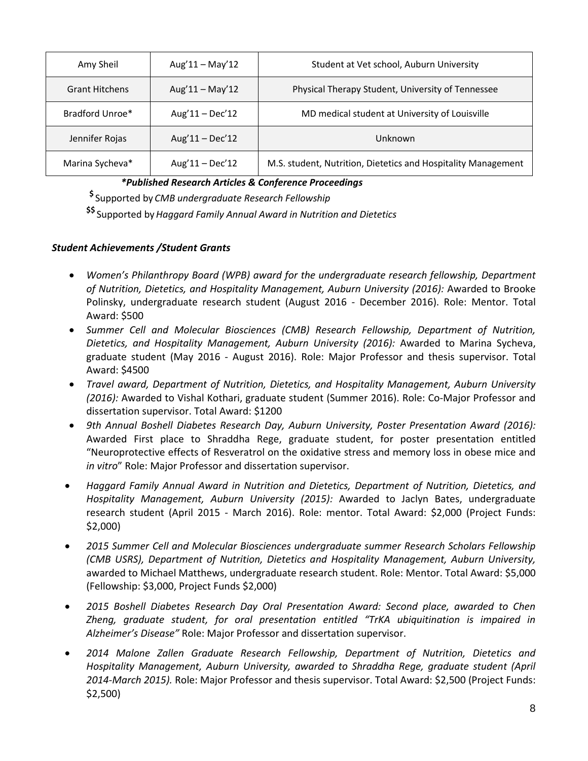| Amy Sheil | Aug'11 – May'12 | Student at Vet school, Auburn University |
|---|---|---|
| Grant Hitchens | Aug'11 – May'12 | Physical Therapy Student, University of Tennessee |
| Bradford Unroe* | Aug'11 – Dec'12 | MD medical student at University of Louisville |
| Jennifer Rojas | Aug'11 – Dec'12 | Unknown |
| Marina Sycheva* | Aug'11 – Dec'12 | M.S. student, Nutrition, Dietetics and Hospitality Management |

***Published Research Articles & Conference Proceedings***

**$** Supported by *CMB undergraduate Research Fellowship*

**$$** Supported by *Haggard Family Annual Award in Nutrition and Dietetics*

### *Student Achievements /Student Grants*

- *Women's Philanthropy Board (WPB) award for the undergraduate research fellowship, Department of Nutrition, Dietetics, and Hospitality Management, Auburn University (2016):* Awarded to Brooke Polinsky, undergraduate research student (August 2016 - December 2016). Role: Mentor. Total Award: $500
- *Summer Cell and Molecular Biosciences (CMB) Research Fellowship, Department of Nutrition, Dietetics, and Hospitality Management, Auburn University (2016):* Awarded to Marina Sycheva, graduate student (May 2016 - August 2016). Role: Major Professor and thesis supervisor. Total Award: $4500
- *Travel award, Department of Nutrition, Dietetics, and Hospitality Management, Auburn University (2016):* Awarded to Vishal Kothari, graduate student (Summer 2016). Role: Co-Major Professor and dissertation supervisor. Total Award: $1200
- *9th Annual Boshell Diabetes Research Day, Auburn University, Poster Presentation Award (2016):* Awarded First place to Shraddha Rege, graduate student, for poster presentation entitled "Neuroprotective effects of Resveratrol on the oxidative stress and memory loss in obese mice and *in vitro*" Role: Major Professor and dissertation supervisor.
- *Haggard Family Annual Award in Nutrition and Dietetics, Department of Nutrition, Dietetics, and Hospitality Management, Auburn University (2015):* Awarded to Jaclyn Bates, undergraduate research student (April 2015 - March 2016). Role: mentor. Total Award: $2,000 (Project Funds: $2,000)
- *2015 Summer Cell and Molecular Biosciences undergraduate summer Research Scholars Fellowship (CMB USRS), Department of Nutrition, Dietetics and Hospitality Management, Auburn University,* awarded to Michael Matthews, undergraduate research student. Role: Mentor. Total Award: $5,000 (Fellowship: $3,000, Project Funds $2,000)
- *2015 Boshell Diabetes Research Day Oral Presentation Award: Second place, awarded to Chen Zheng, graduate student, for oral presentation entitled "TrKA ubiquitination is impaired in Alzheimer's Disease"* Role: Major Professor and dissertation supervisor.
- *2014 Malone Zallen Graduate Research Fellowship, Department of Nutrition, Dietetics and Hospitality Management, Auburn University, awarded to Shraddha Rege, graduate student (April 2014-March 2015).* Role: Major Professor and thesis supervisor. Total Award: $2,500 (Project Funds: $2,500)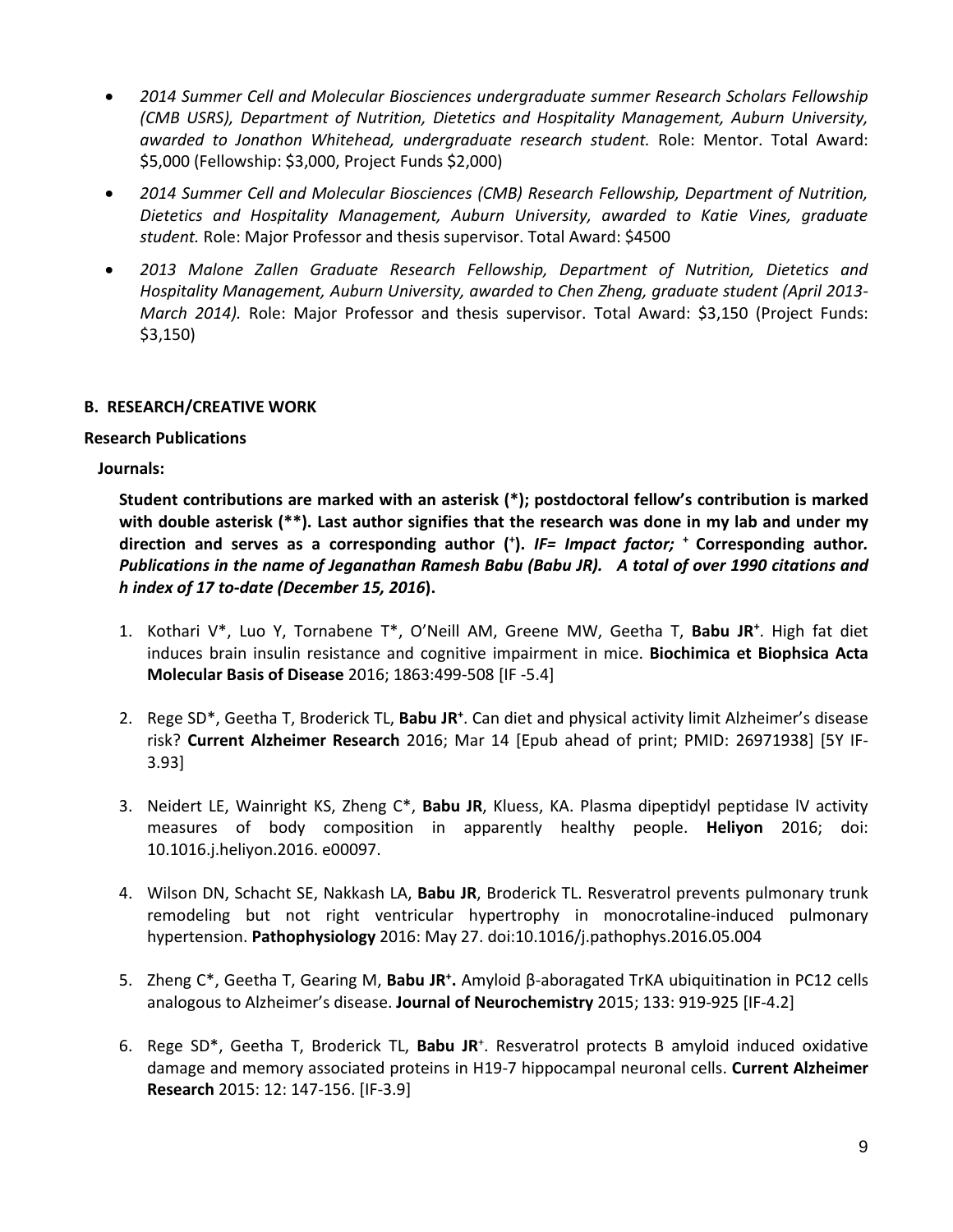- *2014 Summer Cell and Molecular Biosciences undergraduate summer Research Scholars Fellowship (CMB USRS), Department of Nutrition, Dietetics and Hospitality Management, Auburn University, awarded to Jonathon Whitehead, undergraduate research student.* Role: Mentor. Total Award: $5,000 (Fellowship: $3,000, Project Funds $2,000)

- *2014 Summer Cell and Molecular Biosciences (CMB) Research Fellowship, Department of Nutrition, Dietetics and Hospitality Management, Auburn University, awarded to Katie Vines, graduate student.* Role: Major Professor and thesis supervisor. Total Award: $4500

- *2013 Malone Zallen Graduate Research Fellowship, Department of Nutrition, Dietetics and Hospitality Management, Auburn University, awarded to Chen Zheng, graduate student (April 2013-March 2014).* Role: Major Professor and thesis supervisor. Total Award: $3,150 (Project Funds: $3,150)

## B. RESEARCH/CREATIVE WORK

### Research Publications

**Journals:**

**Student contributions are marked with an asterisk (*); postdoctoral fellow's contribution is marked with double asterisk (**). Last author signifies that the research was done in my lab and under my direction and serves as a corresponding author (+).** ***IF= Impact factor;*** **+ Corresponding author.** ***Publications in the name of Jeganathan Ramesh Babu (Babu JR). A total of over 1990 citations and h index of 17 to-date (December 15, 2016*****).**

1. Kothari V*, Luo Y, Tornabene T*, O'Neill AM, Greene MW, Geetha T, **Babu JR+**. High fat diet induces brain insulin resistance and cognitive impairment in mice. **Biochimica et Biophsica Acta Molecular Basis of Disease** 2016; 1863:499-508 [IF -5.4]

2. Rege SD*, Geetha T, Broderick TL, **Babu JR+**. Can diet and physical activity limit Alzheimer's disease risk? **Current Alzheimer Research** 2016; Mar 14 [Epub ahead of print; PMID: 26971938] [5Y IF-3.93]

3. Neidert LE, Wainright KS, Zheng C*, **Babu JR**, Kluess, KA. Plasma dipeptidyl peptidase lV activity measures of body composition in apparently healthy people. **Heliyon** 2016; doi: 10.1016.j.heliyon.2016. e00097.

4. Wilson DN, Schacht SE, Nakkash LA, **Babu JR**, Broderick TL. Resveratrol prevents pulmonary trunk remodeling but not right ventricular hypertrophy in monocrotaline-induced pulmonary hypertension. **Pathophysiology** 2016: May 27. doi:10.1016/j.pathophys.2016.05.004

5. Zheng C*, Geetha T, Gearing M, **Babu JR+.** Amyloid β-aboragated TrKA ubiquitination in PC12 cells analogous to Alzheimer's disease. **Journal of Neurochemistry** 2015; 133: 919-925 [IF-4.2]

6. Rege SD*, Geetha T, Broderick TL, **Babu JR+**. Resveratrol protects B amyloid induced oxidative damage and memory associated proteins in H19-7 hippocampal neuronal cells. **Current Alzheimer Research** 2015: 12: 147-156. [IF-3.9]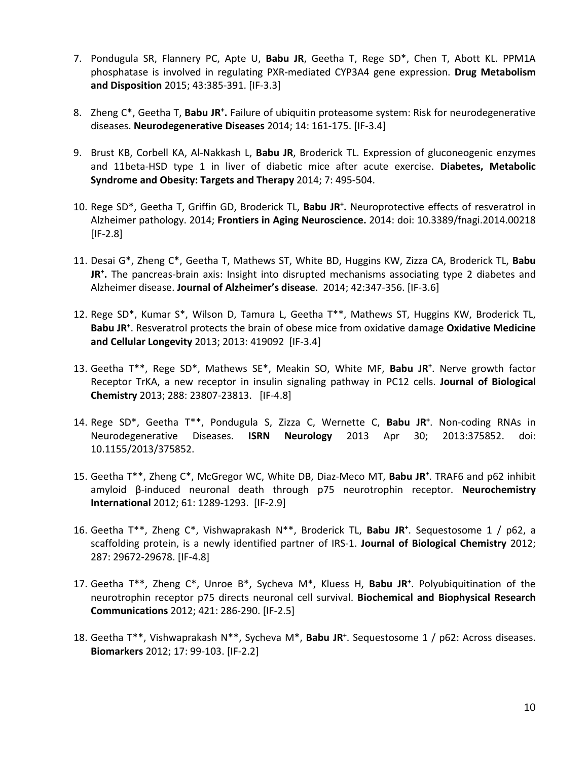7. Pondugula SR, Flannery PC, Apte U, **Babu JR**, Geetha T, Rege SD*, Chen T, Abott KL. PPM1A phosphatase is involved in regulating PXR-mediated CYP3A4 gene expression. **Drug Metabolism and Disposition** 2015; 43:385-391. [IF-3.3]

8. Zheng C*, Geetha T, **Babu JR⁺.** Failure of ubiquitin proteasome system: Risk for neurodegenerative diseases. **Neurodegenerative Diseases** 2014; 14: 161-175. [IF-3.4]

9. Brust KB, Corbell KA, Al-Nakkash L, **Babu JR**, Broderick TL. Expression of gluconeogenic enzymes and 11beta-HSD type 1 in liver of diabetic mice after acute exercise. **Diabetes, Metabolic Syndrome and Obesity: Targets and Therapy** 2014; 7: 495-504.

10. Rege SD*, Geetha T, Griffin GD, Broderick TL, **Babu JR⁺.** Neuroprotective effects of resveratrol in Alzheimer pathology. 2014; **Frontiers in Aging Neuroscience.** 2014: doi: 10.3389/fnagi.2014.00218 [IF-2.8]

11. Desai G*, Zheng C*, Geetha T, Mathews ST, White BD, Huggins KW, Zizza CA, Broderick TL, **Babu JR⁺.** The pancreas-brain axis: Insight into disrupted mechanisms associating type 2 diabetes and Alzheimer disease. **Journal of Alzheimer's disease**. 2014; 42:347-356. [IF-3.6]

12. Rege SD*, Kumar S*, Wilson D, Tamura L, Geetha T**, Mathews ST, Huggins KW, Broderick TL, **Babu JR⁺**. Resveratrol protects the brain of obese mice from oxidative damage **Oxidative Medicine and Cellular Longevity** 2013; 2013: 419092 [IF-3.4]

13. Geetha T**, Rege SD*, Mathews SE*, Meakin SO, White MF, **Babu JR⁺**. Nerve growth factor Receptor TrKA, a new receptor in insulin signaling pathway in PC12 cells. **Journal of Biological Chemistry** 2013; 288: 23807-23813. [IF-4.8]

14. Rege SD*, Geetha T**, Pondugula S, Zizza C, Wernette C, **Babu JR⁺**. Non-coding RNAs in Neurodegenerative Diseases. **ISRN Neurology** 2013 Apr 30; 2013:375852. doi: 10.1155/2013/375852.

15. Geetha T**, Zheng C*, McGregor WC, White DB, Diaz-Meco MT, **Babu JR⁺**. TRAF6 and p62 inhibit amyloid β-induced neuronal death through p75 neurotrophin receptor. **Neurochemistry International** 2012; 61: 1289-1293. [IF-2.9]

16. Geetha T**, Zheng C*, Vishwaprakash N**, Broderick TL, **Babu JR⁺**. Sequestosome 1 / p62, a scaffolding protein, is a newly identified partner of IRS-1. **Journal of Biological Chemistry** 2012; 287: 29672-29678. [IF-4.8]

17. Geetha T**, Zheng C*, Unroe B*, Sycheva M*, Kluess H, **Babu JR⁺**. Polyubiquitination of the neurotrophin receptor p75 directs neuronal cell survival. **Biochemical and Biophysical Research Communications** 2012; 421: 286-290. [IF-2.5]

18. Geetha T**, Vishwaprakash N**, Sycheva M*, **Babu JR⁺**. Sequestosome 1 / p62: Across diseases. **Biomarkers** 2012; 17: 99-103. [IF-2.2]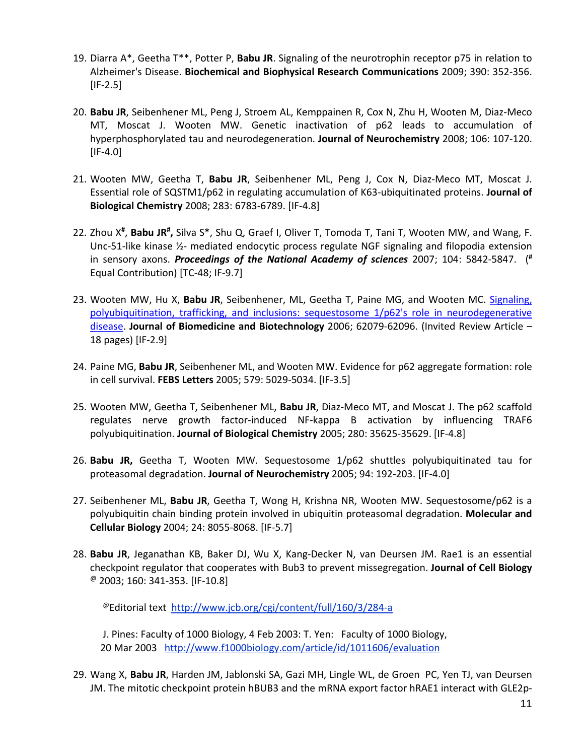19. Diarra A*, Geetha T**, Potter P, **Babu JR**. Signaling of the neurotrophin receptor p75 in relation to Alzheimer's Disease. **Biochemical and Biophysical Research Communications** 2009; 390: 352-356. [IF-2.5]

20. **Babu JR**, Seibenhener ML, Peng J, Stroem AL, Kemppainen R, Cox N, Zhu H, Wooten M, Diaz-Meco MT, Moscat J. Wooten MW. Genetic inactivation of p62 leads to accumulation of hyperphosphorylated tau and neurodegeneration. **Journal of Neurochemistry** 2008; 106: 107-120. [IF-4.0]

21. Wooten MW, Geetha T, **Babu JR**, Seibenhener ML, Peng J, Cox N, Diaz-Meco MT, Moscat J. Essential role of SQSTM1/p62 in regulating accumulation of K63-ubiquitinated proteins. **Journal of Biological Chemistry** 2008; 283: 6783-6789. [IF-4.8]

22. Zhou X[#], **Babu JR[#],** Silva S*, Shu Q, Graef I, Oliver T, Tomoda T, Tani T, Wooten MW, and Wang, F. Unc-51-like kinase ½- mediated endocytic process regulate NGF signaling and filopodia extension in sensory axons. ***Proceedings of the National Academy of sciences*** 2007; 104: 5842-5847. ([#] Equal Contribution) [TC-48; IF-9.7]

23. Wooten MW, Hu X, **Babu JR**, Seibenhener, ML, Geetha T, Paine MG, and Wooten MC. Signaling, polyubiquitination, trafficking, and inclusions: sequestosome 1/p62's role in neurodegenerative disease. **Journal of Biomedicine and Biotechnology** 2006; 62079-62096. (Invited Review Article – 18 pages) [IF-2.9]

24. Paine MG, **Babu JR**, Seibenhener ML, and Wooten MW. Evidence for p62 aggregate formation: role in cell survival. **FEBS Letters** 2005; 579: 5029-5034. [IF-3.5]

25. Wooten MW, Geetha T, Seibenhener ML, **Babu JR**, Diaz-Meco MT, and Moscat J. The p62 scaffold regulates nerve growth factor-induced NF-kappa B activation by influencing TRAF6 polyubiquitination. **Journal of Biological Chemistry** 2005; 280: 35625-35629. [IF-4.8]

26. **Babu JR,** Geetha T, Wooten MW. Sequestosome 1/p62 shuttles polyubiquitinated tau for proteasomal degradation. **Journal of Neurochemistry** 2005; 94: 192-203. [IF-4.0]

27. Seibenhener ML, **Babu JR**, Geetha T, Wong H, Krishna NR, Wooten MW. Sequestosome/p62 is a polyubiquitin chain binding protein involved in ubiquitin proteasomal degradation. **Molecular and Cellular Biology** 2004; 24: 8055-8068. [IF-5.7]

28. **Babu JR**, Jeganathan KB, Baker DJ, Wu X, Kang-Decker N, van Deursen JM. Rae1 is an essential checkpoint regulator that cooperates with Bub3 to prevent missegregation. **Journal of Cell Biology** [@] 2003; 160: 341-353. [IF-10.8]

    [@]Editorial text http://www.jcb.org/cgi/content/full/160/3/284-a

    J. Pines: Faculty of 1000 Biology, 4 Feb 2003: T. Yen: Faculty of 1000 Biology, 20 Mar 2003 http://www.f1000biology.com/article/id/1011606/evaluation

29. Wang X, **Babu JR**, Harden JM, Jablonski SA, Gazi MH, Lingle WL, de Groen PC, Yen TJ, van Deursen JM. The mitotic checkpoint protein hBUB3 and the mRNA export factor hRAE1 interact with GLE2p-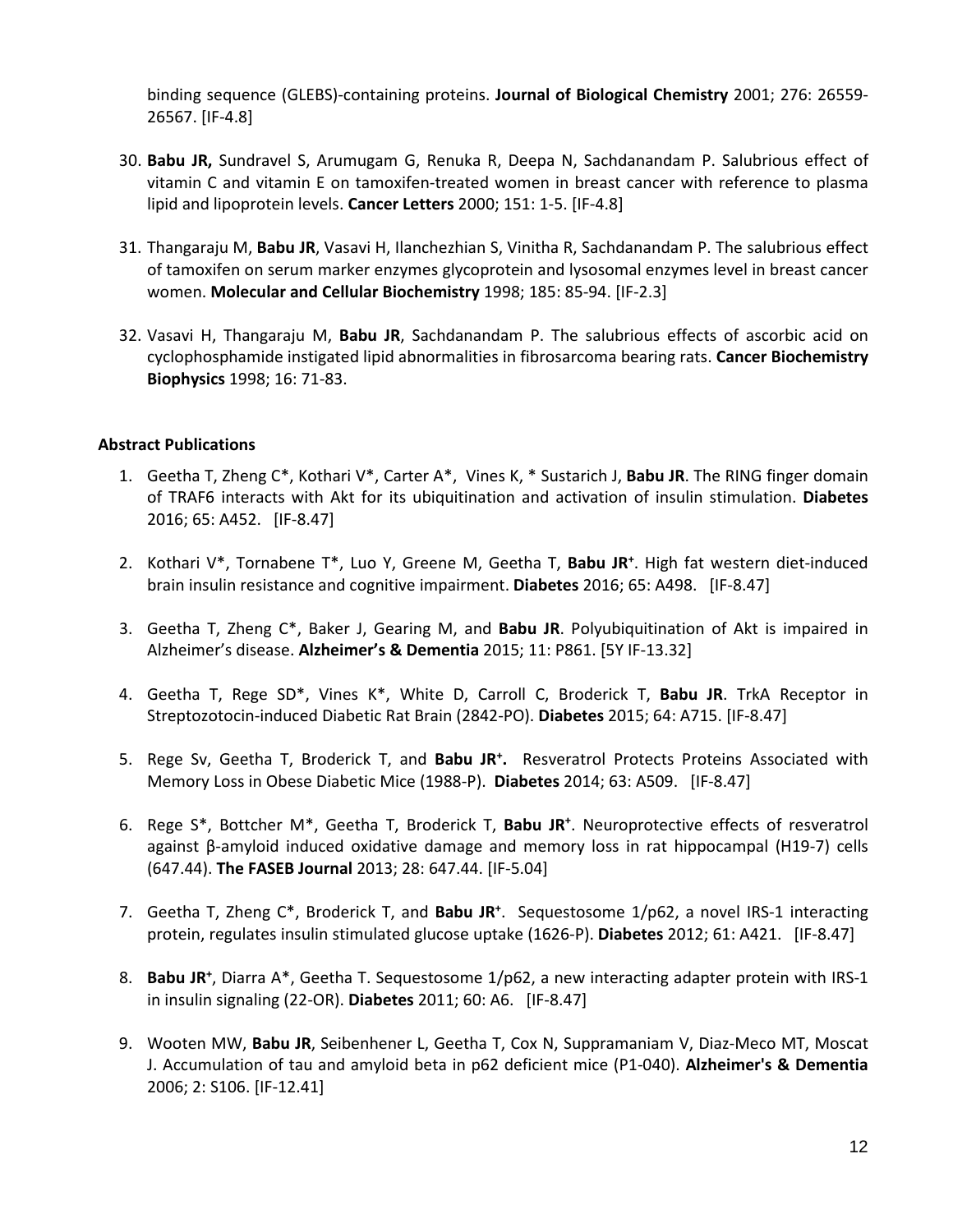binding sequence (GLEBS)-containing proteins. **Journal of Biological Chemistry** 2001; 276: 26559-26567. [IF-4.8]

30. **Babu JR,** Sundravel S, Arumugam G, Renuka R, Deepa N, Sachdanandam P. Salubrious effect of vitamin C and vitamin E on tamoxifen-treated women in breast cancer with reference to plasma lipid and lipoprotein levels. **Cancer Letters** 2000; 151: 1-5. [IF-4.8]

31. Thangaraju M, **Babu JR**, Vasavi H, Ilanchezhian S, Vinitha R, Sachdanandam P. The salubrious effect of tamoxifen on serum marker enzymes glycoprotein and lysosomal enzymes level in breast cancer women. **Molecular and Cellular Biochemistry** 1998; 185: 85-94. [IF-2.3]

32. Vasavi H, Thangaraju M, **Babu JR**, Sachdanandam P. The salubrious effects of ascorbic acid on cyclophosphamide instigated lipid abnormalities in fibrosarcoma bearing rats. **Cancer Biochemistry Biophysics** 1998; 16: 71-83.

**Abstract Publications**

1. Geetha T, Zheng C*, Kothari V*, Carter A*, Vines K, * Sustarich J, **Babu JR**. The RING finger domain of TRAF6 interacts with Akt for its ubiquitination and activation of insulin stimulation. **Diabetes** 2016; 65: A452. [IF-8.47]

2. Kothari V*, Tornabene T*, Luo Y, Greene M, Geetha T, **Babu JR⁺**. High fat western diet-induced brain insulin resistance and cognitive impairment. **Diabetes** 2016; 65: A498. [IF-8.47]

3. Geetha T, Zheng C*, Baker J, Gearing M, and **Babu JR**. Polyubiquitination of Akt is impaired in Alzheimer's disease. **Alzheimer's & Dementia** 2015; 11: P861. [5Y IF-13.32]

4. Geetha T, Rege SD*, Vines K*, White D, Carroll C, Broderick T, **Babu JR**. TrkA Receptor in Streptozotocin-induced Diabetic Rat Brain (2842-PO). **Diabetes** 2015; 64: A715. [IF-8.47]

5. Rege Sv, Geetha T, Broderick T, and **Babu JR⁺.** Resveratrol Protects Proteins Associated with Memory Loss in Obese Diabetic Mice (1988-P). **Diabetes** 2014; 63: A509. [IF-8.47]

6. Rege S*, Bottcher M*, Geetha T, Broderick T, **Babu JR⁺**. Neuroprotective effects of resveratrol against β-amyloid induced oxidative damage and memory loss in rat hippocampal (H19-7) cells (647.44). **The FASEB Journal** 2013; 28: 647.44. [IF-5.04]

7. Geetha T, Zheng C*, Broderick T, and **Babu JR⁺**. Sequestosome 1/p62, a novel IRS-1 interacting protein, regulates insulin stimulated glucose uptake (1626-P). **Diabetes** 2012; 61: A421. [IF-8.47]

8. **Babu JR⁺**, Diarra A*, Geetha T. Sequestosome 1/p62, a new interacting adapter protein with IRS-1 in insulin signaling (22-OR). **Diabetes** 2011; 60: A6. [IF-8.47]

9. Wooten MW, **Babu JR**, Seibenhener L, Geetha T, Cox N, Suppramaniam V, Diaz-Meco MT, Moscat J. Accumulation of tau and amyloid beta in p62 deficient mice (P1-040). **Alzheimer's & Dementia** 2006; 2: S106. [IF-12.41]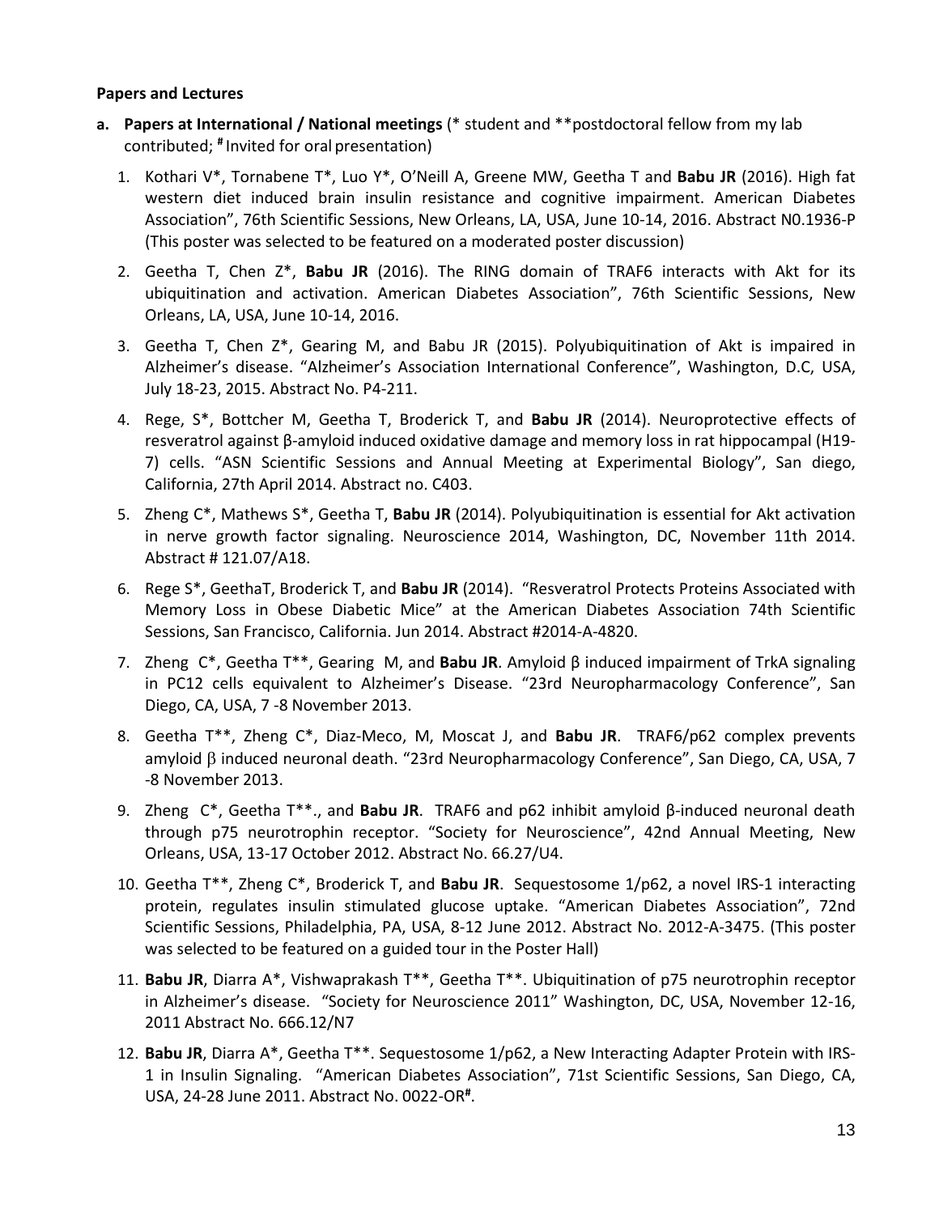**Papers and Lectures**

**a. Papers at International / National meetings** (* student and **postdoctoral fellow from my lab contributed; # Invited for oral presentation)

1. Kothari V*, Tornabene T*, Luo Y*, O'Neill A, Greene MW, Geetha T and **Babu JR** (2016). High fat western diet induced brain insulin resistance and cognitive impairment. American Diabetes Association", 76th Scientific Sessions, New Orleans, LA, USA, June 10-14, 2016. Abstract N0.1936-P (This poster was selected to be featured on a moderated poster discussion)

2. Geetha T, Chen Z*, **Babu JR** (2016). The RING domain of TRAF6 interacts with Akt for its ubiquitination and activation. American Diabetes Association", 76th Scientific Sessions, New Orleans, LA, USA, June 10-14, 2016.

3. Geetha T, Chen Z*, Gearing M, and Babu JR (2015). Polyubiquitination of Akt is impaired in Alzheimer's disease. "Alzheimer's Association International Conference", Washington, D.C, USA, July 18-23, 2015. Abstract No. P4-211.

4. Rege, S*, Bottcher M, Geetha T, Broderick T, and **Babu JR** (2014). Neuroprotective effects of resveratrol against β-amyloid induced oxidative damage and memory loss in rat hippocampal (H19-7) cells. "ASN Scientific Sessions and Annual Meeting at Experimental Biology", San diego, California, 27th April 2014. Abstract no. C403.

5. Zheng C*, Mathews S*, Geetha T, **Babu JR** (2014). Polyubiquitination is essential for Akt activation in nerve growth factor signaling. Neuroscience 2014, Washington, DC, November 11th 2014. Abstract # 121.07/A18.

6. Rege S*, GeethaT, Broderick T, and **Babu JR** (2014). "Resveratrol Protects Proteins Associated with Memory Loss in Obese Diabetic Mice" at the American Diabetes Association 74th Scientific Sessions, San Francisco, California. Jun 2014. Abstract #2014-A-4820.

7. Zheng C*, Geetha T**, Gearing M, and **Babu JR**. Amyloid β induced impairment of TrkA signaling in PC12 cells equivalent to Alzheimer's Disease. "23rd Neuropharmacology Conference", San Diego, CA, USA, 7 -8 November 2013.

8. Geetha T**, Zheng C*, Diaz-Meco, M, Moscat J, and **Babu JR**. TRAF6/p62 complex prevents amyloid β induced neuronal death. "23rd Neuropharmacology Conference", San Diego, CA, USA, 7 -8 November 2013.

9. Zheng C*, Geetha T**., and **Babu JR**. TRAF6 and p62 inhibit amyloid β-induced neuronal death through p75 neurotrophin receptor. "Society for Neuroscience", 42nd Annual Meeting, New Orleans, USA, 13-17 October 2012. Abstract No. 66.27/U4.

10. Geetha T**, Zheng C*, Broderick T, and **Babu JR**. Sequestosome 1/p62, a novel IRS-1 interacting protein, regulates insulin stimulated glucose uptake. "American Diabetes Association", 72nd Scientific Sessions, Philadelphia, PA, USA, 8-12 June 2012. Abstract No. 2012-A-3475. (This poster was selected to be featured on a guided tour in the Poster Hall)

11. **Babu JR**, Diarra A*, Vishwaprakash T**, Geetha T**. Ubiquitination of p75 neurotrophin receptor in Alzheimer's disease. "Society for Neuroscience 2011" Washington, DC, USA, November 12-16, 2011 Abstract No. 666.12/N7

12. **Babu JR**, Diarra A*, Geetha T**. Sequestosome 1/p62, a New Interacting Adapter Protein with IRS-1 in Insulin Signaling. "American Diabetes Association", 71st Scientific Sessions, San Diego, CA, USA, 24-28 June 2011. Abstract No. 0022-OR#.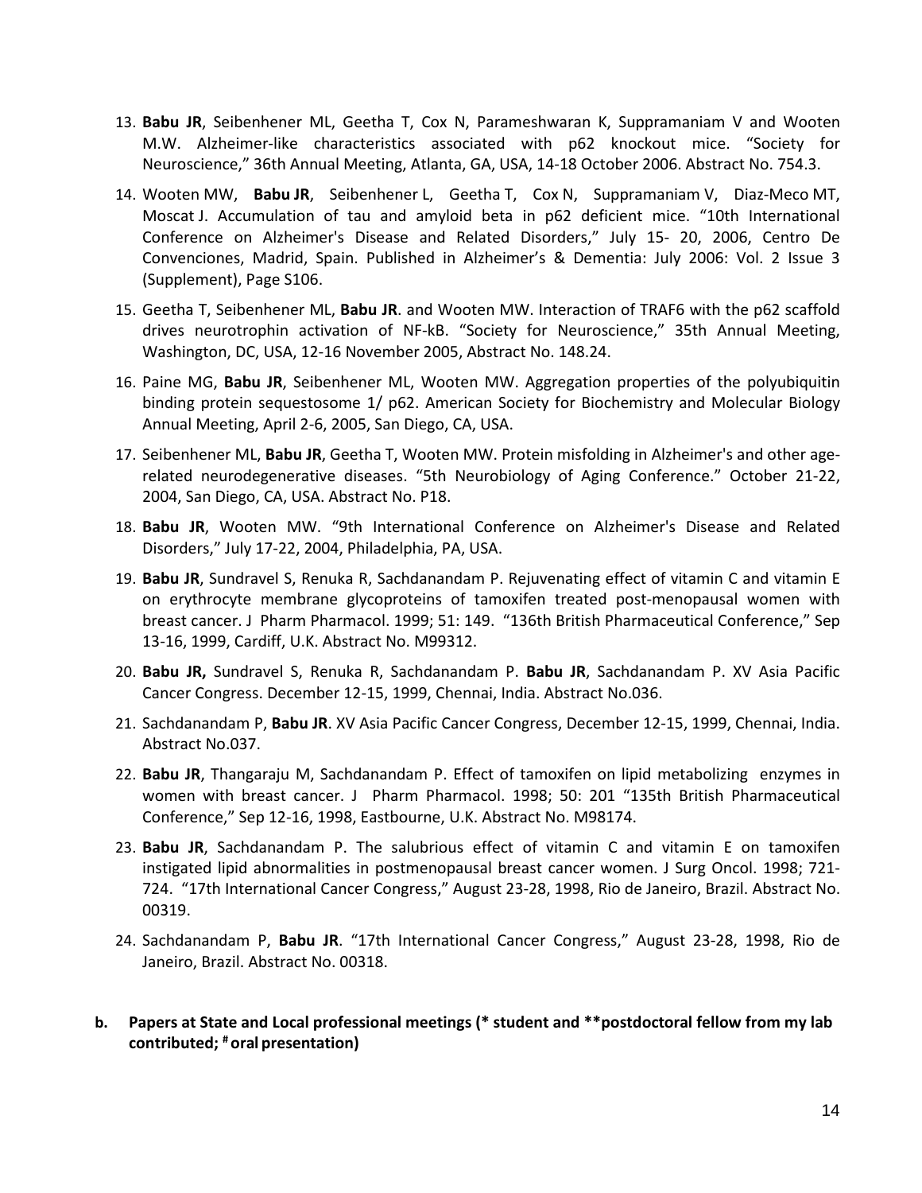13. **Babu JR**, Seibenhener ML, Geetha T, Cox N, Parameshwaran K, Suppramaniam V and Wooten M.W. Alzheimer-like characteristics associated with p62 knockout mice. "Society for Neuroscience," 36th Annual Meeting, Atlanta, GA, USA, 14-18 October 2006. Abstract No. 754.3.

14. Wooten MW, **Babu JR**, Seibenhener L, Geetha T, Cox N, Suppramaniam V, Diaz-Meco MT, Moscat J. Accumulation of tau and amyloid beta in p62 deficient mice. "10th International Conference on Alzheimer's Disease and Related Disorders," July 15- 20, 2006, Centro De Convenciones, Madrid, Spain. Published in Alzheimer's & Dementia: July 2006: Vol. 2 Issue 3 (Supplement), Page S106.

15. Geetha T, Seibenhener ML, **Babu JR**. and Wooten MW. Interaction of TRAF6 with the p62 scaffold drives neurotrophin activation of NF-kB. "Society for Neuroscience," 35th Annual Meeting, Washington, DC, USA, 12-16 November 2005, Abstract No. 148.24.

16. Paine MG, **Babu JR**, Seibenhener ML, Wooten MW. Aggregation properties of the polyubiquitin binding protein sequestosome 1/ p62. American Society for Biochemistry and Molecular Biology Annual Meeting, April 2-6, 2005, San Diego, CA, USA.

17. Seibenhener ML, **Babu JR**, Geetha T, Wooten MW. Protein misfolding in Alzheimer's and other age-related neurodegenerative diseases. "5th Neurobiology of Aging Conference." October 21-22, 2004, San Diego, CA, USA. Abstract No. P18.

18. **Babu JR**, Wooten MW. "9th International Conference on Alzheimer's Disease and Related Disorders," July 17-22, 2004, Philadelphia, PA, USA.

19. **Babu JR**, Sundravel S, Renuka R, Sachdanandam P. Rejuvenating effect of vitamin C and vitamin E on erythrocyte membrane glycoproteins of tamoxifen treated post-menopausal women with breast cancer. J Pharm Pharmacol. 1999; 51: 149. "136th British Pharmaceutical Conference," Sep 13-16, 1999, Cardiff, U.K. Abstract No. M99312.

20. **Babu JR,** Sundravel S, Renuka R, Sachdanandam P. **Babu JR**, Sachdanandam P. XV Asia Pacific Cancer Congress. December 12-15, 1999, Chennai, India. Abstract No.036.

21. Sachdanandam P, **Babu JR**. XV Asia Pacific Cancer Congress, December 12-15, 1999, Chennai, India. Abstract No.037.

22. **Babu JR**, Thangaraju M, Sachdanandam P. Effect of tamoxifen on lipid metabolizing enzymes in women with breast cancer. J Pharm Pharmacol. 1998; 50: 201 "135th British Pharmaceutical Conference," Sep 12-16, 1998, Eastbourne, U.K. Abstract No. M98174.

23. **Babu JR**, Sachdanandam P. The salubrious effect of vitamin C and vitamin E on tamoxifen instigated lipid abnormalities in postmenopausal breast cancer women. J Surg Oncol. 1998; 721-724. "17th International Cancer Congress," August 23-28, 1998, Rio de Janeiro, Brazil. Abstract No. 00319.

24. Sachdanandam P, **Babu JR**. "17th International Cancer Congress," August 23-28, 1998, Rio de Janeiro, Brazil. Abstract No. 00318.

**b. Papers at State and Local professional meetings (* student and **postdoctoral fellow from my lab contributed; # oral presentation)**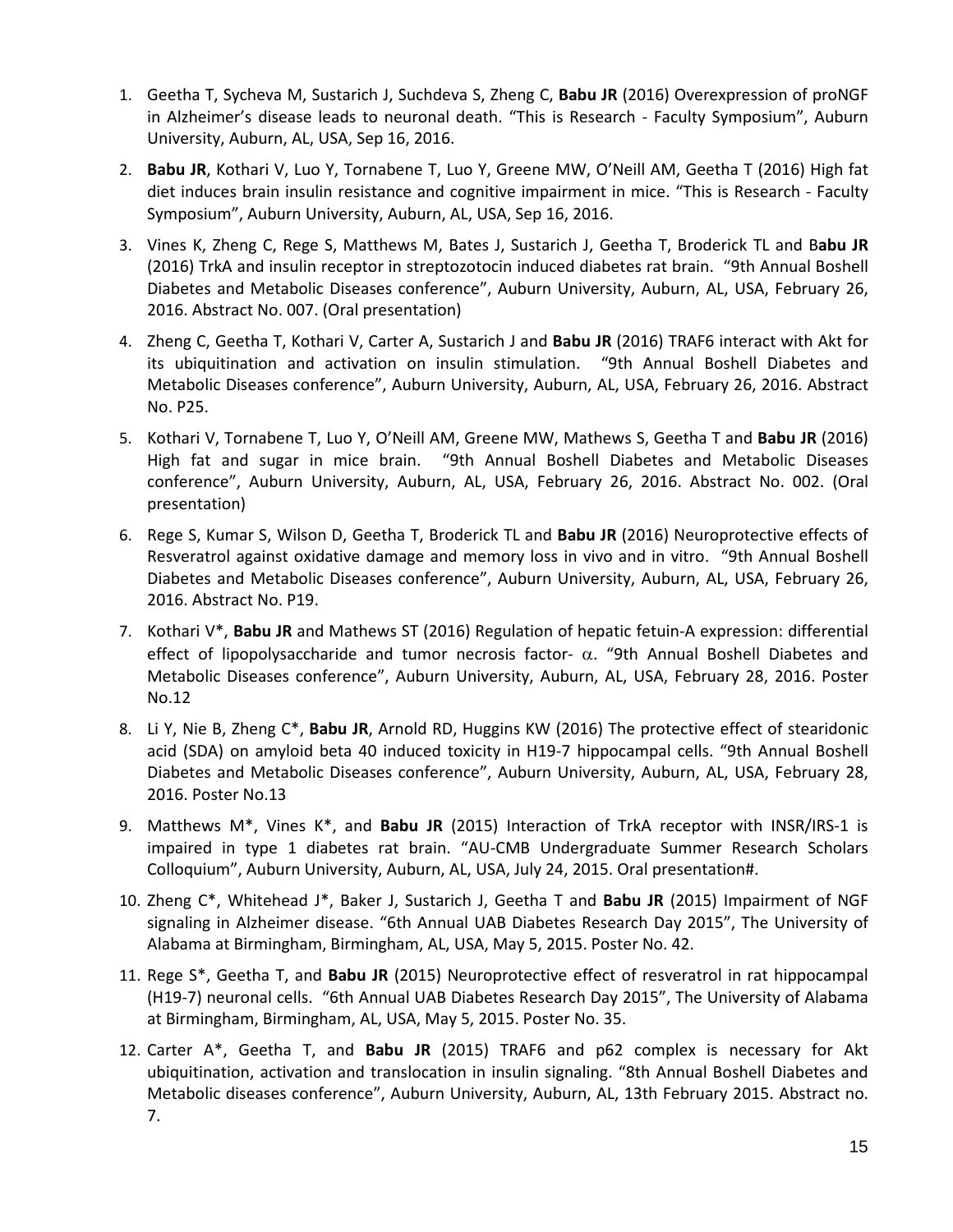1. Geetha T, Sycheva M, Sustarich J, Suchdeva S, Zheng C, **Babu JR** (2016) Overexpression of proNGF in Alzheimer's disease leads to neuronal death. "This is Research - Faculty Symposium", Auburn University, Auburn, AL, USA, Sep 16, 2016.

2. **Babu JR**, Kothari V, Luo Y, Tornabene T, Luo Y, Greene MW, O'Neill AM, Geetha T (2016) High fat diet induces brain insulin resistance and cognitive impairment in mice. "This is Research - Faculty Symposium", Auburn University, Auburn, AL, USA, Sep 16, 2016.

3. Vines K, Zheng C, Rege S, Matthews M, Bates J, Sustarich J, Geetha T, Broderick TL and B**abu JR** (2016) TrkA and insulin receptor in streptozotocin induced diabetes rat brain. "9th Annual Boshell Diabetes and Metabolic Diseases conference", Auburn University, Auburn, AL, USA, February 26, 2016. Abstract No. 007. (Oral presentation)

4. Zheng C, Geetha T, Kothari V, Carter A, Sustarich J and **Babu JR** (2016) TRAF6 interact with Akt for its ubiquitination and activation on insulin stimulation. "9th Annual Boshell Diabetes and Metabolic Diseases conference", Auburn University, Auburn, AL, USA, February 26, 2016. Abstract No. P25.

5. Kothari V, Tornabene T, Luo Y, O'Neill AM, Greene MW, Mathews S, Geetha T and **Babu JR** (2016) High fat and sugar in mice brain. "9th Annual Boshell Diabetes and Metabolic Diseases conference", Auburn University, Auburn, AL, USA, February 26, 2016. Abstract No. 002. (Oral presentation)

6. Rege S, Kumar S, Wilson D, Geetha T, Broderick TL and **Babu JR** (2016) Neuroprotective effects of Resveratrol against oxidative damage and memory loss in vivo and in vitro. "9th Annual Boshell Diabetes and Metabolic Diseases conference", Auburn University, Auburn, AL, USA, February 26, 2016. Abstract No. P19.

7. Kothari V*, **Babu JR** and Mathews ST (2016) Regulation of hepatic fetuin-A expression: differential effect of lipopolysaccharide and tumor necrosis factor- $\alpha$. "9th Annual Boshell Diabetes and Metabolic Diseases conference", Auburn University, Auburn, AL, USA, February 28, 2016. Poster No.12

8. Li Y, Nie B, Zheng C*, **Babu JR**, Arnold RD, Huggins KW (2016) The protective effect of stearidonic acid (SDA) on amyloid beta 40 induced toxicity in H19-7 hippocampal cells. "9th Annual Boshell Diabetes and Metabolic Diseases conference", Auburn University, Auburn, AL, USA, February 28, 2016. Poster No.13

9. Matthews M*, Vines K*, and **Babu JR** (2015) Interaction of TrkA receptor with INSR/IRS-1 is impaired in type 1 diabetes rat brain. "AU-CMB Undergraduate Summer Research Scholars Colloquium", Auburn University, Auburn, AL, USA, July 24, 2015. Oral presentation#.

10. Zheng C*, Whitehead J*, Baker J, Sustarich J, Geetha T and **Babu JR** (2015) Impairment of NGF signaling in Alzheimer disease. "6th Annual UAB Diabetes Research Day 2015", The University of Alabama at Birmingham, Birmingham, AL, USA, May 5, 2015. Poster No. 42.

11. Rege S*, Geetha T, and **Babu JR** (2015) Neuroprotective effect of resveratrol in rat hippocampal (H19-7) neuronal cells. "6th Annual UAB Diabetes Research Day 2015", The University of Alabama at Birmingham, Birmingham, AL, USA, May 5, 2015. Poster No. 35.

12. Carter A*, Geetha T, and **Babu JR** (2015) TRAF6 and p62 complex is necessary for Akt ubiquitination, activation and translocation in insulin signaling. "8th Annual Boshell Diabetes and Metabolic diseases conference", Auburn University, Auburn, AL, 13th February 2015. Abstract no. 7.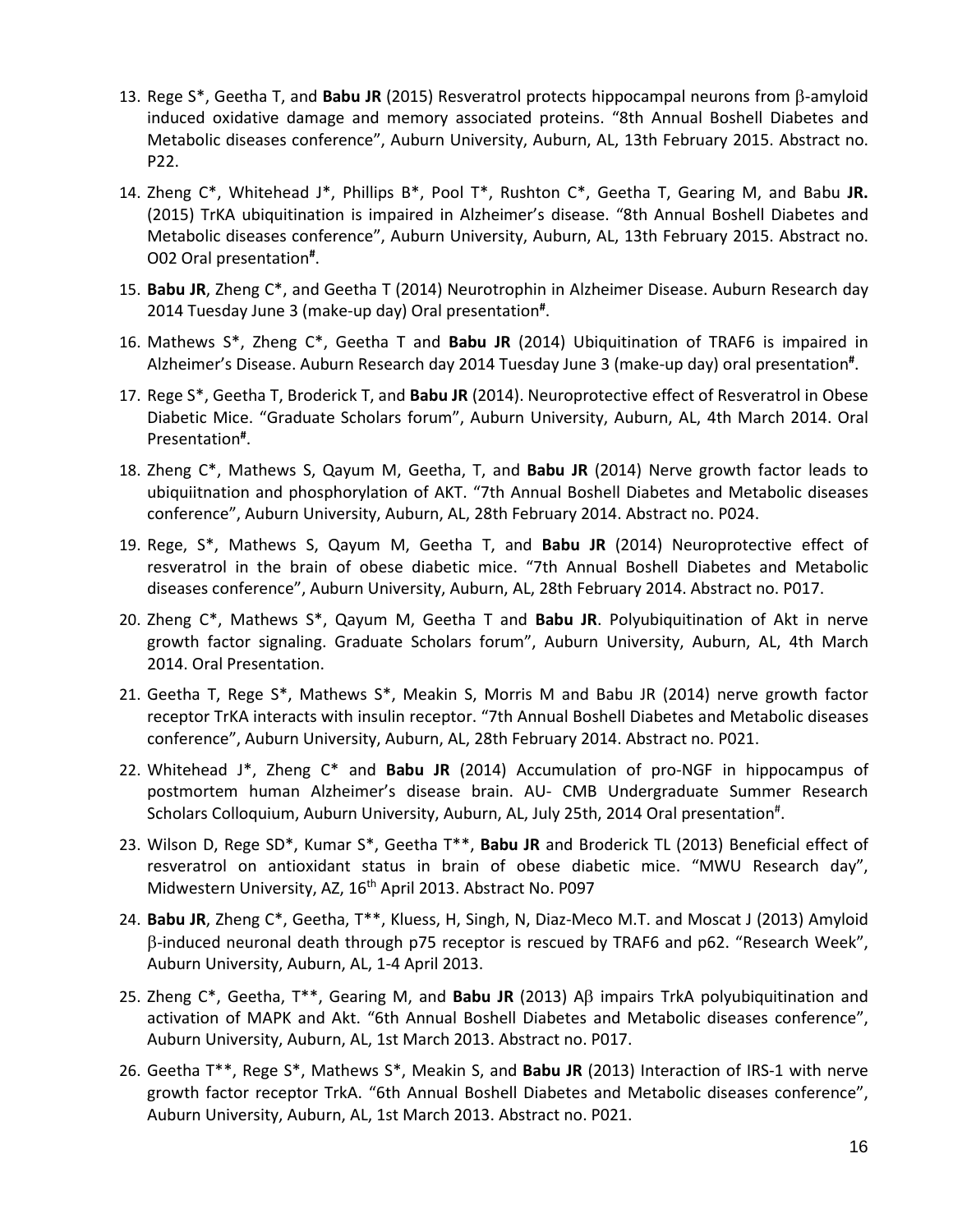13. Rege S*, Geetha T, and **Babu JR** (2015) Resveratrol protects hippocampal neurons from β-amyloid induced oxidative damage and memory associated proteins. "8th Annual Boshell Diabetes and Metabolic diseases conference", Auburn University, Auburn, AL, 13th February 2015. Abstract no. P22.

14. Zheng C*, Whitehead J*, Phillips B*, Pool T*, Rushton C*, Geetha T, Gearing M, and Babu **JR.** (2015) TrKA ubiquitination is impaired in Alzheimer's disease. "8th Annual Boshell Diabetes and Metabolic diseases conference", Auburn University, Auburn, AL, 13th February 2015. Abstract no. O02 Oral presentation[#].

15. **Babu JR**, Zheng C*, and Geetha T (2014) Neurotrophin in Alzheimer Disease. Auburn Research day 2014 Tuesday June 3 (make-up day) Oral presentation[#].

16. Mathews S*, Zheng C*, Geetha T and **Babu JR** (2014) Ubiquitination of TRAF6 is impaired in Alzheimer's Disease. Auburn Research day 2014 Tuesday June 3 (make-up day) oral presentation[#].

17. Rege S*, Geetha T, Broderick T, and **Babu JR** (2014). Neuroprotective effect of Resveratrol in Obese Diabetic Mice. "Graduate Scholars forum", Auburn University, Auburn, AL, 4th March 2014. Oral Presentation[#].

18. Zheng C*, Mathews S, Qayum M, Geetha, T, and **Babu JR** (2014) Nerve growth factor leads to ubiquiitnation and phosphorylation of AKT. "7th Annual Boshell Diabetes and Metabolic diseases conference", Auburn University, Auburn, AL, 28th February 2014. Abstract no. P024.

19. Rege, S*, Mathews S, Qayum M, Geetha T, and **Babu JR** (2014) Neuroprotective effect of resveratrol in the brain of obese diabetic mice. "7th Annual Boshell Diabetes and Metabolic diseases conference", Auburn University, Auburn, AL, 28th February 2014. Abstract no. P017.

20. Zheng C*, Mathews S*, Qayum M, Geetha T and **Babu JR**. Polyubiquitination of Akt in nerve growth factor signaling. Graduate Scholars forum", Auburn University, Auburn, AL, 4th March 2014. Oral Presentation.

21. Geetha T, Rege S*, Mathews S*, Meakin S, Morris M and Babu JR (2014) nerve growth factor receptor TrKA interacts with insulin receptor. "7th Annual Boshell Diabetes and Metabolic diseases conference", Auburn University, Auburn, AL, 28th February 2014. Abstract no. P021.

22. Whitehead J*, Zheng C* and **Babu JR** (2014) Accumulation of pro-NGF in hippocampus of postmortem human Alzheimer's disease brain. AU- CMB Undergraduate Summer Research Scholars Colloquium, Auburn University, Auburn, AL, July 25th, 2014 Oral presentation[#].

23. Wilson D, Rege SD*, Kumar S*, Geetha T**, **Babu JR** and Broderick TL (2013) Beneficial effect of resveratrol on antioxidant status in brain of obese diabetic mice. "MWU Research day", Midwestern University, AZ, 16th April 2013. Abstract No. P097

24. **Babu JR**, Zheng C*, Geetha, T**, Kluess, H, Singh, N, Diaz-Meco M.T. and Moscat J (2013) Amyloid β-induced neuronal death through p75 receptor is rescued by TRAF6 and p62. "Research Week", Auburn University, Auburn, AL, 1-4 April 2013.

25. Zheng C*, Geetha, T**, Gearing M, and **Babu JR** (2013) Aβ impairs TrkA polyubiquitination and activation of MAPK and Akt. "6th Annual Boshell Diabetes and Metabolic diseases conference", Auburn University, Auburn, AL, 1st March 2013. Abstract no. P017.

26. Geetha T**, Rege S*, Mathews S*, Meakin S, and **Babu JR** (2013) Interaction of IRS-1 with nerve growth factor receptor TrkA. "6th Annual Boshell Diabetes and Metabolic diseases conference", Auburn University, Auburn, AL, 1st March 2013. Abstract no. P021.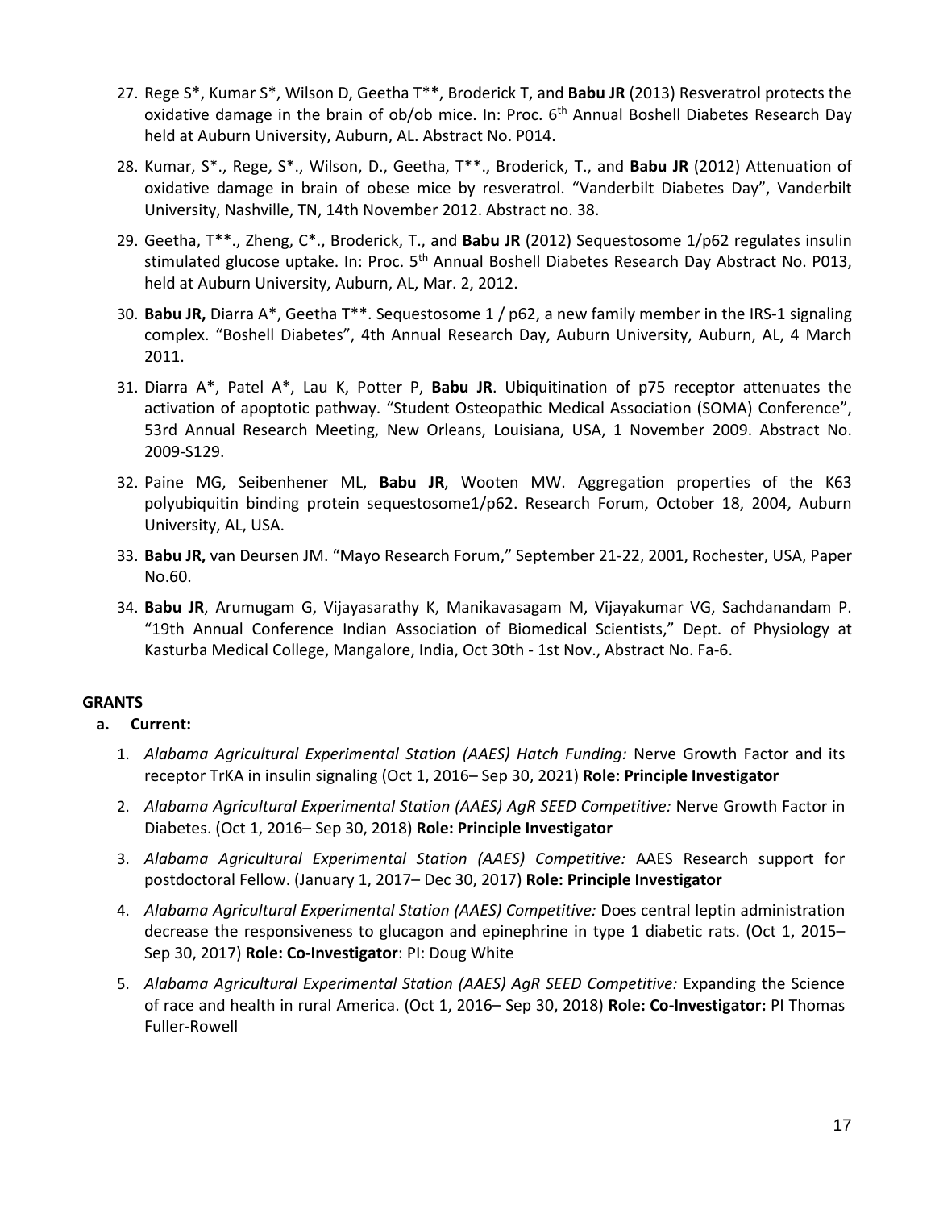27. Rege S*, Kumar S*, Wilson D, Geetha T**, Broderick T, and **Babu JR** (2013) Resveratrol protects the oxidative damage in the brain of ob/ob mice. In: Proc. 6th Annual Boshell Diabetes Research Day held at Auburn University, Auburn, AL. Abstract No. P014.

28. Kumar, S*., Rege, S*., Wilson, D., Geetha, T**., Broderick, T., and **Babu JR** (2012) Attenuation of oxidative damage in brain of obese mice by resveratrol. "Vanderbilt Diabetes Day", Vanderbilt University, Nashville, TN, 14th November 2012. Abstract no. 38.

29. Geetha, T**., Zheng, C*., Broderick, T., and **Babu JR** (2012) Sequestosome 1/p62 regulates insulin stimulated glucose uptake. In: Proc. 5th Annual Boshell Diabetes Research Day Abstract No. P013, held at Auburn University, Auburn, AL, Mar. 2, 2012.

30. **Babu JR,** Diarra A*, Geetha T**. Sequestosome 1 / p62, a new family member in the IRS-1 signaling complex. "Boshell Diabetes", 4th Annual Research Day, Auburn University, Auburn, AL, 4 March 2011.

31. Diarra A*, Patel A*, Lau K, Potter P, **Babu JR**. Ubiquitination of p75 receptor attenuates the activation of apoptotic pathway. "Student Osteopathic Medical Association (SOMA) Conference", 53rd Annual Research Meeting, New Orleans, Louisiana, USA, 1 November 2009. Abstract No. 2009-S129.

32. Paine MG, Seibenhener ML, **Babu JR**, Wooten MW. Aggregation properties of the K63 polyubiquitin binding protein sequestosome1/p62. Research Forum, October 18, 2004, Auburn University, AL, USA.

33. **Babu JR,** van Deursen JM. "Mayo Research Forum," September 21-22, 2001, Rochester, USA, Paper No.60.

34. **Babu JR**, Arumugam G, Vijayasarathy K, Manikavasagam M, Vijayakumar VG, Sachdanandam P. "19th Annual Conference Indian Association of Biomedical Scientists," Dept. of Physiology at Kasturba Medical College, Mangalore, India, Oct 30th - 1st Nov., Abstract No. Fa-6.

## GRANTS

**a. Current:**

1. *Alabama Agricultural Experimental Station (AAES) Hatch Funding:* Nerve Growth Factor and its receptor TrKA in insulin signaling (Oct 1, 2016– Sep 30, 2021) **Role: Principle Investigator**

2. *Alabama Agricultural Experimental Station (AAES) AgR SEED Competitive:* Nerve Growth Factor in Diabetes. (Oct 1, 2016– Sep 30, 2018) **Role: Principle Investigator**

3. *Alabama Agricultural Experimental Station (AAES) Competitive:* AAES Research support for postdoctoral Fellow. (January 1, 2017– Dec 30, 2017) **Role: Principle Investigator**

4. *Alabama Agricultural Experimental Station (AAES) Competitive:* Does central leptin administration decrease the responsiveness to glucagon and epinephrine in type 1 diabetic rats. (Oct 1, 2015– Sep 30, 2017) **Role: Co-Investigator**: PI: Doug White

5. *Alabama Agricultural Experimental Station (AAES) AgR SEED Competitive:* Expanding the Science of race and health in rural America. (Oct 1, 2016– Sep 30, 2018) **Role: Co-Investigator:** PI Thomas Fuller-Rowell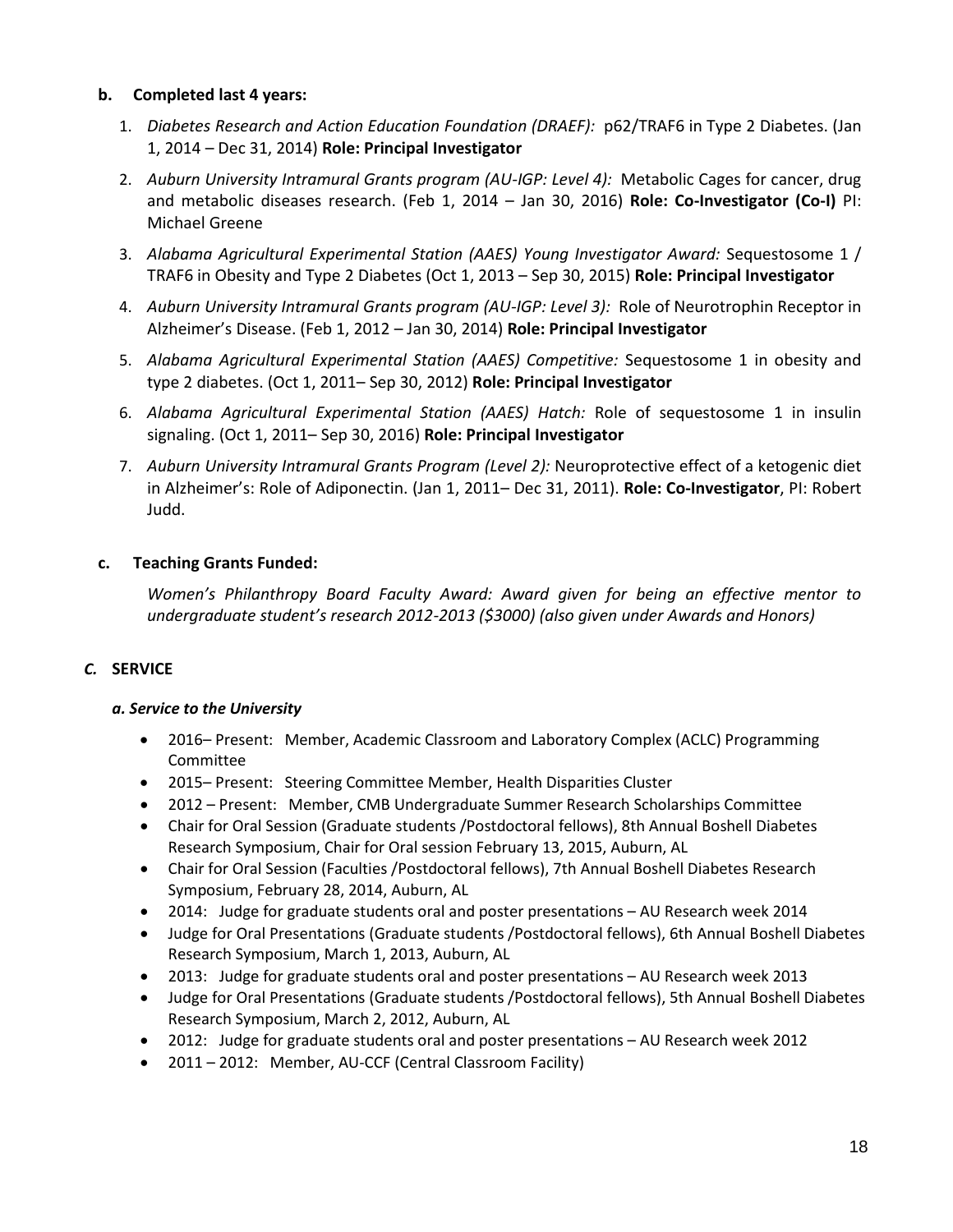#### b. Completed last 4 years:

1. *Diabetes Research and Action Education Foundation (DRAEF):* p62/TRAF6 in Type 2 Diabetes. (Jan 1, 2014 – Dec 31, 2014) **Role: Principal Investigator**
2. *Auburn University Intramural Grants program (AU-IGP: Level 4):* Metabolic Cages for cancer, drug and metabolic diseases research. (Feb 1, 2014 – Jan 30, 2016) **Role: Co-Investigator (Co-I)** PI: Michael Greene
3. *Alabama Agricultural Experimental Station (AAES) Young Investigator Award:* Sequestosome 1 / TRAF6 in Obesity and Type 2 Diabetes (Oct 1, 2013 – Sep 30, 2015) **Role: Principal Investigator**
4. *Auburn University Intramural Grants program (AU-IGP: Level 3):* Role of Neurotrophin Receptor in Alzheimer's Disease. (Feb 1, 2012 – Jan 30, 2014) **Role: Principal Investigator**
5. *Alabama Agricultural Experimental Station (AAES) Competitive:* Sequestosome 1 in obesity and type 2 diabetes. (Oct 1, 2011– Sep 30, 2012) **Role: Principal Investigator**
6. *Alabama Agricultural Experimental Station (AAES) Hatch:* Role of sequestosome 1 in insulin signaling. (Oct 1, 2011– Sep 30, 2016) **Role: Principal Investigator**
7. *Auburn University Intramural Grants Program (Level 2):* Neuroprotective effect of a ketogenic diet in Alzheimer's: Role of Adiponectin. (Jan 1, 2011– Dec 31, 2011). **Role: Co-Investigator**, PI: Robert Judd.

#### c. Teaching Grants Funded:

*Women's Philanthropy Board Faculty Award: Award given for being an effective mentor to undergraduate student's research 2012-2013 ($3000) (also given under Awards and Honors)*

### *C.* SERVICE

#### *a. Service to the University*

- 2016– Present: Member, Academic Classroom and Laboratory Complex (ACLC) Programming Committee
- 2015– Present: Steering Committee Member, Health Disparities Cluster
- 2012 – Present: Member, CMB Undergraduate Summer Research Scholarships Committee
- Chair for Oral Session (Graduate students /Postdoctoral fellows), 8th Annual Boshell Diabetes Research Symposium, Chair for Oral session February 13, 2015, Auburn, AL
- Chair for Oral Session (Faculties /Postdoctoral fellows), 7th Annual Boshell Diabetes Research Symposium, February 28, 2014, Auburn, AL
- 2014: Judge for graduate students oral and poster presentations – AU Research week 2014
- Judge for Oral Presentations (Graduate students /Postdoctoral fellows), 6th Annual Boshell Diabetes Research Symposium, March 1, 2013, Auburn, AL
- 2013: Judge for graduate students oral and poster presentations – AU Research week 2013
- Judge for Oral Presentations (Graduate students /Postdoctoral fellows), 5th Annual Boshell Diabetes Research Symposium, March 2, 2012, Auburn, AL
- 2012: Judge for graduate students oral and poster presentations – AU Research week 2012
- 2011 – 2012: Member, AU-CCF (Central Classroom Facility)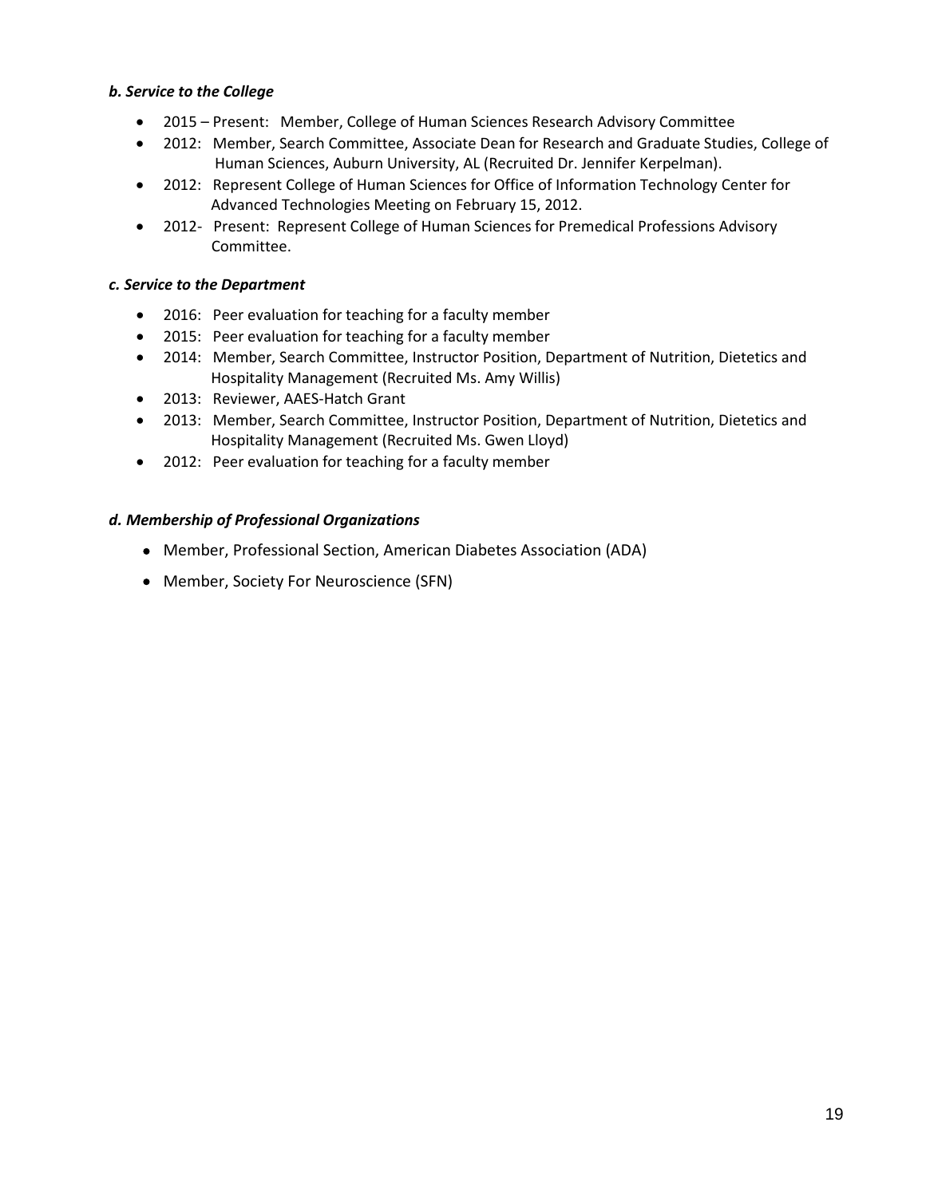### *b. Service to the College*

- 2015 – Present: Member, College of Human Sciences Research Advisory Committee
- 2012: Member, Search Committee, Associate Dean for Research and Graduate Studies, College of Human Sciences, Auburn University, AL (Recruited Dr. Jennifer Kerpelman).
- 2012: Represent College of Human Sciences for Office of Information Technology Center for Advanced Technologies Meeting on February 15, 2012.
- 2012- Present: Represent College of Human Sciences for Premedical Professions Advisory Committee.

### *c. Service to the Department*

- 2016: Peer evaluation for teaching for a faculty member
- 2015: Peer evaluation for teaching for a faculty member
- 2014: Member, Search Committee, Instructor Position, Department of Nutrition, Dietetics and Hospitality Management (Recruited Ms. Amy Willis)
- 2013: Reviewer, AAES-Hatch Grant
- 2013: Member, Search Committee, Instructor Position, Department of Nutrition, Dietetics and Hospitality Management (Recruited Ms. Gwen Lloyd)
- 2012: Peer evaluation for teaching for a faculty member

### *d. Membership of Professional Organizations*

- Member, Professional Section, American Diabetes Association (ADA)
- Member, Society For Neuroscience (SFN)